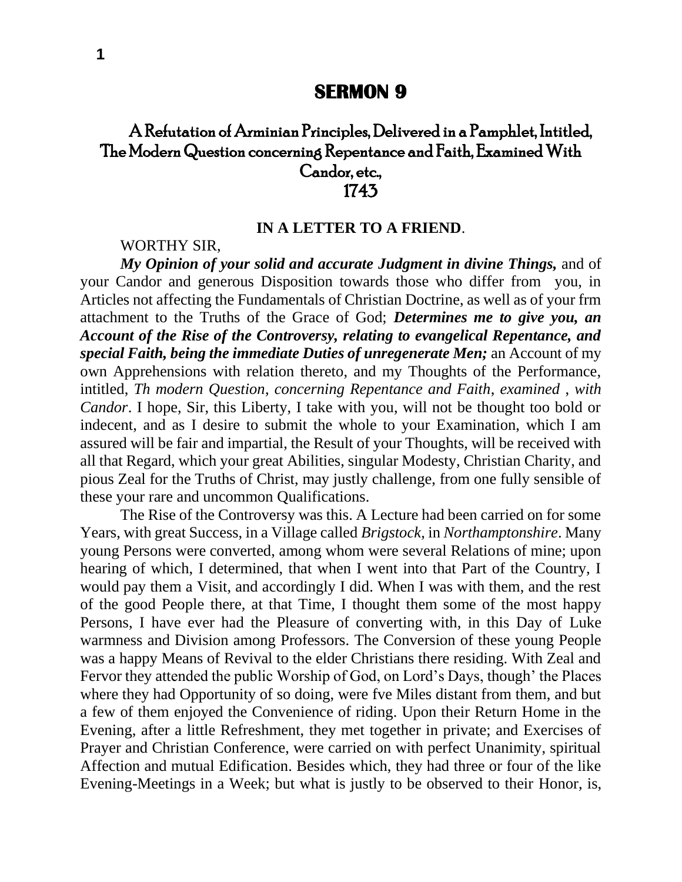# SERMON 9

## A Refutation of Arminian Principles, Delivered in a Pamphlet, Intitled, The Modern Question concerning Repentance and Faith, Examined With Candor, etc., 1743

### IN A LETTER TO A FRIEND.

WORTHY SIR,

***My Opinion of your solid and accurate Judgment in divine Things,*** and of your Candor and generous Disposition towards those who differ from you, in Articles not affecting the Fundamentals of Christian Doctrine, as well as of your frm attachment to the Truths of the Grace of God; ***Determines me to give you, an Account of the Rise of the Controversy, relating to evangelical Repentance, and special Faith, being the immediate Duties of unregenerate Men;*** an Account of my own Apprehensions with relation thereto, and my Thoughts of the Performance, intitled, *Th modern Question*, *concerning Repentance and Faith*, *examined* , *with Candor*. I hope, Sir, this Liberty, I take with you, will not be thought too bold or indecent, and as I desire to submit the whole to your Examination, which I am assured will be fair and impartial, the Result of your Thoughts, will be received with all that Regard, which your great Abilities, singular Modesty, Christian Charity, and pious Zeal for the Truths of Christ, may justly challenge, from one fully sensible of these your rare and uncommon Qualifications.

The Rise of the Controversy was this. A Lecture had been carried on for some Years, with great Success, in a Village called *Brigstock*, in *Northamptonshire*. Many young Persons were converted, among whom were several Relations of mine; upon hearing of which, I determined, that when I went into that Part of the Country, I would pay them a Visit, and accordingly I did. When I was with them, and the rest of the good People there, at that Time, I thought them some of the most happy Persons, I have ever had the Pleasure of converting with, in this Day of Luke warmness and Division among Professors. The Conversion of these young People was a happy Means of Revival to the elder Christians there residing. With Zeal and Fervor they attended the public Worship of God, on Lord's Days, though' the Places where they had Opportunity of so doing, were fve Miles distant from them, and but a few of them enjoyed the Convenience of riding. Upon their Return Home in the Evening, after a little Refreshment, they met together in private; and Exercises of Prayer and Christian Conference, were carried on with perfect Unanimity, spiritual Affection and mutual Edification. Besides which, they had three or four of the like Evening-Meetings in a Week; but what is justly to be observed to their Honor, is,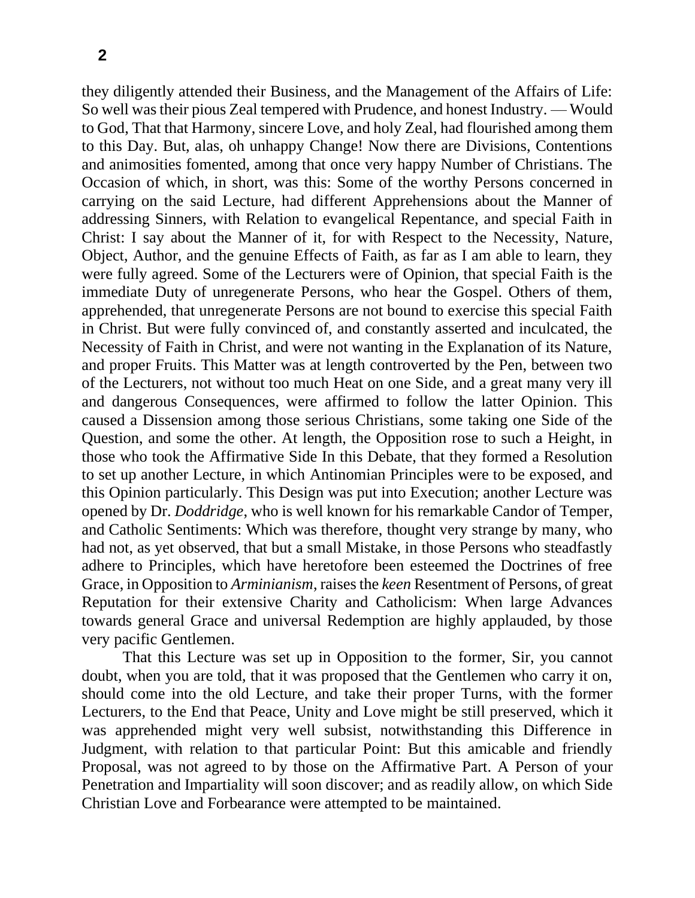they diligently attended their Business, and the Management of the Affairs of Life: So well was their pious Zeal tempered with Prudence, and honest Industry. — Would to God, That that Harmony, sincere Love, and holy Zeal, had flourished among them to this Day. But, alas, oh unhappy Change! Now there are Divisions, Contentions and animosities fomented, among that once very happy Number of Christians. The Occasion of which, in short, was this: Some of the worthy Persons concerned in carrying on the said Lecture, had different Apprehensions about the Manner of addressing Sinners, with Relation to evangelical Repentance, and special Faith in Christ: I say about the Manner of it, for with Respect to the Necessity, Nature, Object, Author, and the genuine Effects of Faith, as far as I am able to learn, they were fully agreed. Some of the Lecturers were of Opinion, that special Faith is the immediate Duty of unregenerate Persons, who hear the Gospel. Others of them, apprehended, that unregenerate Persons are not bound to exercise this special Faith in Christ. But were fully convinced of, and constantly asserted and inculcated, the Necessity of Faith in Christ, and were not wanting in the Explanation of its Nature, and proper Fruits. This Matter was at length controverted by the Pen, between two of the Lecturers, not without too much Heat on one Side, and a great many very ill and dangerous Consequences, were affirmed to follow the latter Opinion. This caused a Dissension among those serious Christians, some taking one Side of the Question, and some the other. At length, the Opposition rose to such a Height, in those who took the Affirmative Side In this Debate, that they formed a Resolution to set up another Lecture, in which Antinomian Principles were to be exposed, and this Opinion particularly. This Design was put into Execution; another Lecture was opened by Dr. *Doddridge*, who is well known for his remarkable Candor of Temper, and Catholic Sentiments: Which was therefore, thought very strange by many, who had not, as yet observed, that but a small Mistake, in those Persons who steadfastly adhere to Principles, which have heretofore been esteemed the Doctrines of free Grace, in Opposition to *Arminianism*, raises the *keen* Resentment of Persons, of great Reputation for their extensive Charity and Catholicism: When large Advances towards general Grace and universal Redemption are highly applauded, by those very pacific Gentlemen.

That this Lecture was set up in Opposition to the former, Sir, you cannot doubt, when you are told, that it was proposed that the Gentlemen who carry it on, should come into the old Lecture, and take their proper Turns, with the former Lecturers, to the End that Peace, Unity and Love might be still preserved, which it was apprehended might very well subsist, notwithstanding this Difference in Judgment, with relation to that particular Point: But this amicable and friendly Proposal, was not agreed to by those on the Affirmative Part. A Person of your Penetration and Impartiality will soon discover; and as readily allow, on which Side Christian Love and Forbearance were attempted to be maintained.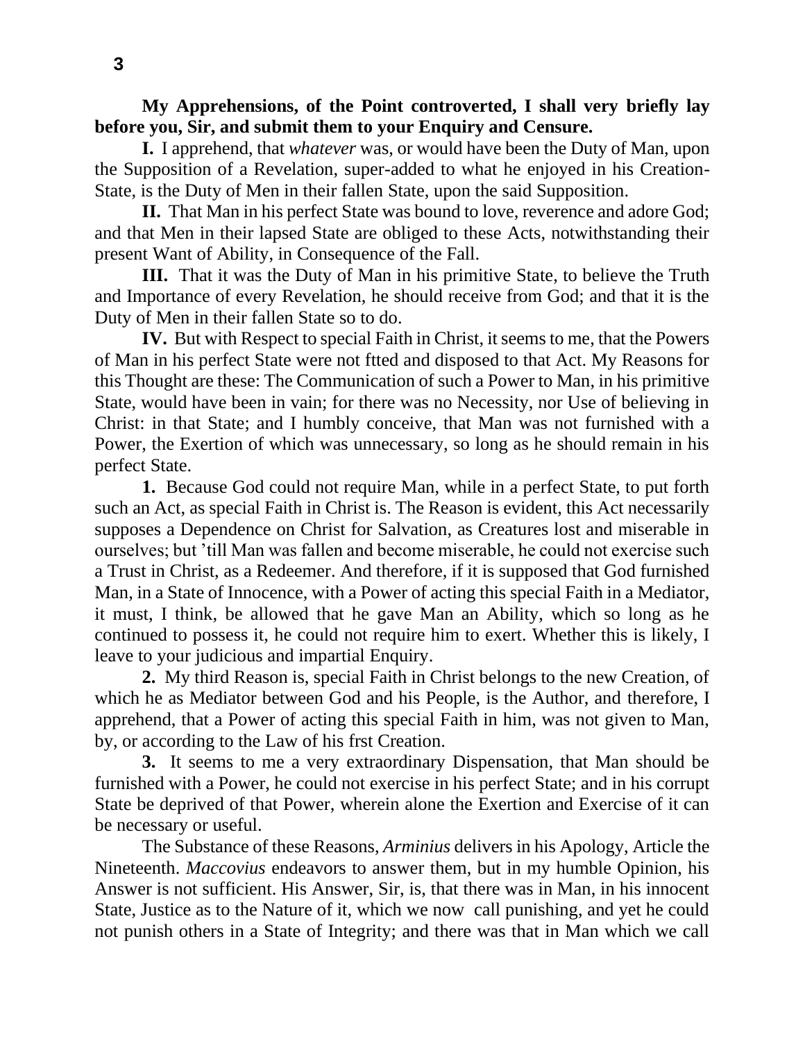**My Apprehensions, of the Point controverted, I shall very briefly lay before you, Sir, and submit them to your Enquiry and Censure.**

**I.** I apprehend, that *whatever* was, or would have been the Duty of Man, upon the Supposition of a Revelation, super-added to what he enjoyed in his Creation-State, is the Duty of Men in their fallen State, upon the said Supposition.

**II.** That Man in his perfect State was bound to love, reverence and adore God; and that Men in their lapsed State are obliged to these Acts, notwithstanding their present Want of Ability, in Consequence of the Fall.

**III.** That it was the Duty of Man in his primitive State, to believe the Truth and Importance of every Revelation, he should receive from God; and that it is the Duty of Men in their fallen State so to do.

**IV.** But with Respect to special Faith in Christ, it seems to me, that the Powers of Man in his perfect State were not ftted and disposed to that Act. My Reasons for this Thought are these: The Communication of such a Power to Man, in his primitive State, would have been in vain; for there was no Necessity, nor Use of believing in Christ: in that State; and I humbly conceive, that Man was not furnished with a Power, the Exertion of which was unnecessary, so long as he should remain in his perfect State.

**1.** Because God could not require Man, while in a perfect State, to put forth such an Act, as special Faith in Christ is. The Reason is evident, this Act necessarily supposes a Dependence on Christ for Salvation, as Creatures lost and miserable in ourselves; but 'till Man was fallen and become miserable, he could not exercise such a Trust in Christ, as a Redeemer. And therefore, if it is supposed that God furnished Man, in a State of Innocence, with a Power of acting this special Faith in a Mediator, it must, I think, be allowed that he gave Man an Ability, which so long as he continued to possess it, he could not require him to exert. Whether this is likely, I leave to your judicious and impartial Enquiry.

**2.** My third Reason is, special Faith in Christ belongs to the new Creation, of which he as Mediator between God and his People, is the Author, and therefore, I apprehend, that a Power of acting this special Faith in him, was not given to Man, by, or according to the Law of his frst Creation.

**3.** It seems to me a very extraordinary Dispensation, that Man should be furnished with a Power, he could not exercise in his perfect State; and in his corrupt State be deprived of that Power, wherein alone the Exertion and Exercise of it can be necessary or useful.

The Substance of these Reasons, *Arminius* delivers in his Apology, Article the Nineteenth. *Maccovius* endeavors to answer them, but in my humble Opinion, his Answer is not sufficient. His Answer, Sir, is, that there was in Man, in his innocent State, Justice as to the Nature of it, which we now call punishing, and yet he could not punish others in a State of Integrity; and there was that in Man which we call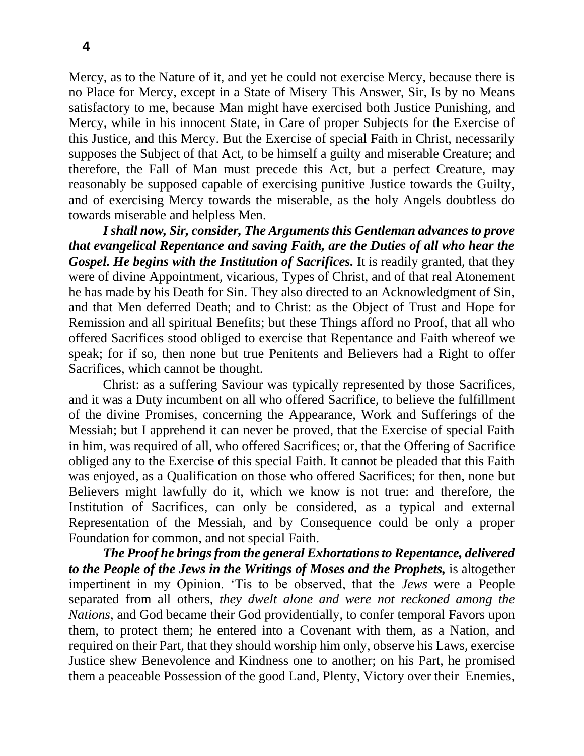Mercy, as to the Nature of it, and yet he could not exercise Mercy, because there is no Place for Mercy, except in a State of Misery This Answer, Sir, Is by no Means satisfactory to me, because Man might have exercised both Justice Punishing, and Mercy, while in his innocent State, in Care of proper Subjects for the Exercise of this Justice, and this Mercy. But the Exercise of special Faith in Christ, necessarily supposes the Subject of that Act, to be himself a guilty and miserable Creature; and therefore, the Fall of Man must precede this Act, but a perfect Creature, may reasonably be supposed capable of exercising punitive Justice towards the Guilty, and of exercising Mercy towards the miserable, as the holy Angels doubtless do towards miserable and helpless Men.

***I shall now, Sir, consider, The Arguments this Gentleman advances to prove that evangelical Repentance and saving Faith, are the Duties of all who hear the Gospel. He begins with the Institution of Sacrifices.*** It is readily granted, that they were of divine Appointment, vicarious, Types of Christ, and of that real Atonement he has made by his Death for Sin. They also directed to an Acknowledgment of Sin, and that Men deferred Death; and to Christ: as the Object of Trust and Hope for Remission and all spiritual Benefits; but these Things afford no Proof, that all who offered Sacrifices stood obliged to exercise that Repentance and Faith whereof we speak; for if so, then none but true Penitents and Believers had a Right to offer Sacrifices, which cannot be thought.

Christ: as a suffering Saviour was typically represented by those Sacrifices, and it was a Duty incumbent on all who offered Sacrifice, to believe the fulfillment of the divine Promises, concerning the Appearance, Work and Sufferings of the Messiah; but I apprehend it can never be proved, that the Exercise of special Faith in him, was required of all, who offered Sacrifices; or, that the Offering of Sacrifice obliged any to the Exercise of this special Faith. It cannot be pleaded that this Faith was enjoyed, as a Qualification on those who offered Sacrifices; for then, none but Believers might lawfully do it, which we know is not true: and therefore, the Institution of Sacrifices, can only be considered, as a typical and external Representation of the Messiah, and by Consequence could be only a proper Foundation for common, and not special Faith.

***The Proof he brings from the general Exhortations to Repentance, delivered to the People of the Jews in the Writings of Moses and the Prophets,*** is altogether impertinent in my Opinion. 'Tis to be observed, that the *Jews* were a People separated from all others, *they dwelt alone and were not reckoned among the Nations*, and God became their God providentially, to confer temporal Favors upon them, to protect them; he entered into a Covenant with them, as a Nation, and required on their Part, that they should worship him only, observe his Laws, exercise Justice shew Benevolence and Kindness one to another; on his Part, he promised them a peaceable Possession of the good Land, Plenty, Victory over their Enemies,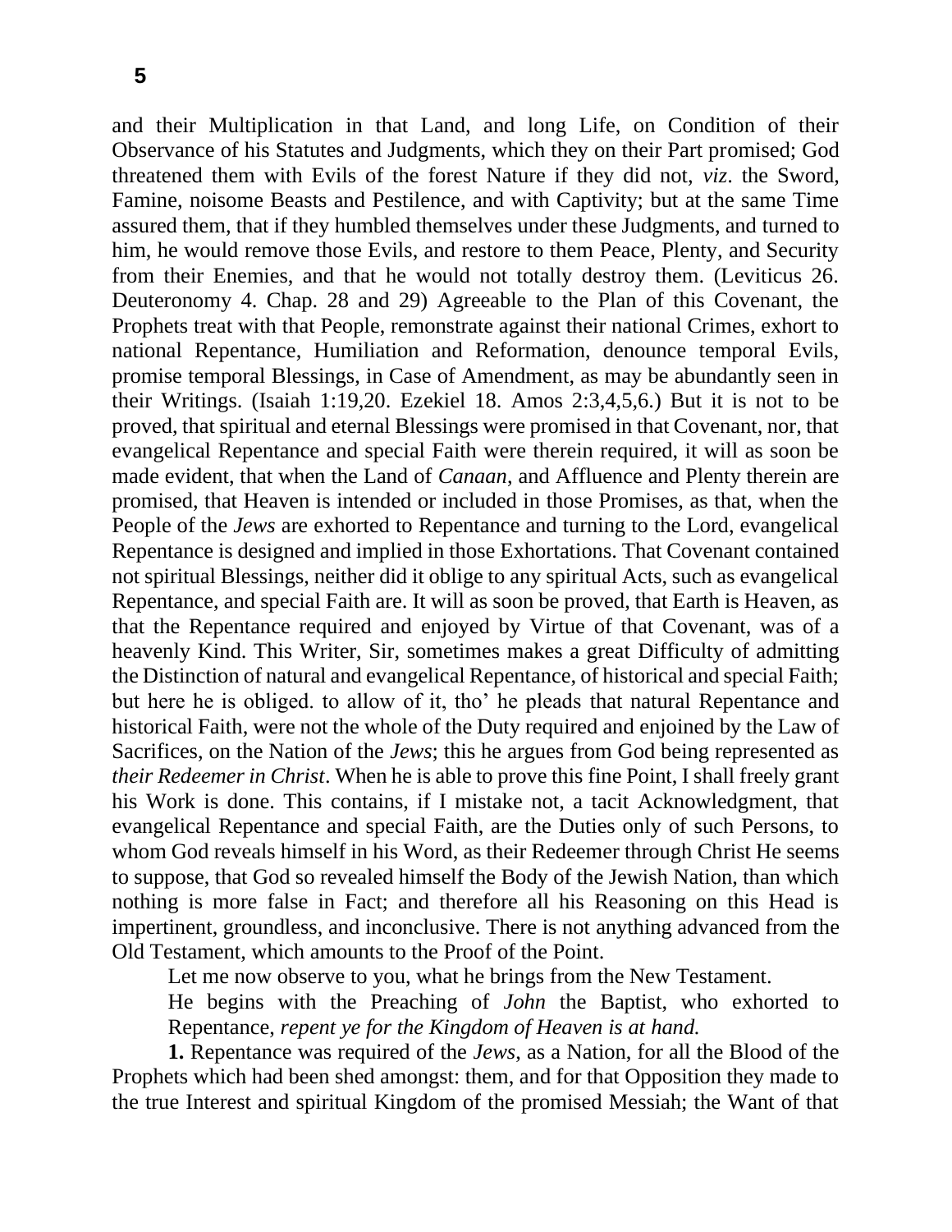and their Multiplication in that Land, and long Life, on Condition of their Observance of his Statutes and Judgments, which they on their Part promised; God threatened them with Evils of the forest Nature if they did not, *viz*. the Sword, Famine, noisome Beasts and Pestilence, and with Captivity; but at the same Time assured them, that if they humbled themselves under these Judgments, and turned to him, he would remove those Evils, and restore to them Peace, Plenty, and Security from their Enemies, and that he would not totally destroy them. (Leviticus 26. Deuteronomy 4. Chap. 28 and 29) Agreeable to the Plan of this Covenant, the Prophets treat with that People, remonstrate against their national Crimes, exhort to national Repentance, Humiliation and Reformation, denounce temporal Evils, promise temporal Blessings, in Case of Amendment, as may be abundantly seen in their Writings. (Isaiah 1:19,20. Ezekiel 18. Amos 2:3,4,5,6.) But it is not to be proved, that spiritual and eternal Blessings were promised in that Covenant, nor, that evangelical Repentance and special Faith were therein required, it will as soon be made evident, that when the Land of *Canaan*, and Affluence and Plenty therein are promised, that Heaven is intended or included in those Promises, as that, when the People of the *Jews* are exhorted to Repentance and turning to the Lord, evangelical Repentance is designed and implied in those Exhortations. That Covenant contained not spiritual Blessings, neither did it oblige to any spiritual Acts, such as evangelical Repentance, and special Faith are. It will as soon be proved, that Earth is Heaven, as that the Repentance required and enjoyed by Virtue of that Covenant, was of a heavenly Kind. This Writer, Sir, sometimes makes a great Difficulty of admitting the Distinction of natural and evangelical Repentance, of historical and special Faith; but here he is obliged. to allow of it, tho' he pleads that natural Repentance and historical Faith, were not the whole of the Duty required and enjoined by the Law of Sacrifices, on the Nation of the *Jews*; this he argues from God being represented as *their Redeemer in Christ*. When he is able to prove this fine Point, I shall freely grant his Work is done. This contains, if I mistake not, a tacit Acknowledgment, that evangelical Repentance and special Faith, are the Duties only of such Persons, to whom God reveals himself in his Word, as their Redeemer through Christ He seems to suppose, that God so revealed himself the Body of the Jewish Nation, than which nothing is more false in Fact; and therefore all his Reasoning on this Head is impertinent, groundless, and inconclusive. There is not anything advanced from the Old Testament, which amounts to the Proof of the Point.

Let me now observe to you, what he brings from the New Testament.

He begins with the Preaching of *John* the Baptist, who exhorted to Repentance, *repent ye for the Kingdom of Heaven is at hand.*

**1.** Repentance was required of the *Jews*, as a Nation, for all the Blood of the Prophets which had been shed amongst: them, and for that Opposition they made to the true Interest and spiritual Kingdom of the promised Messiah; the Want of that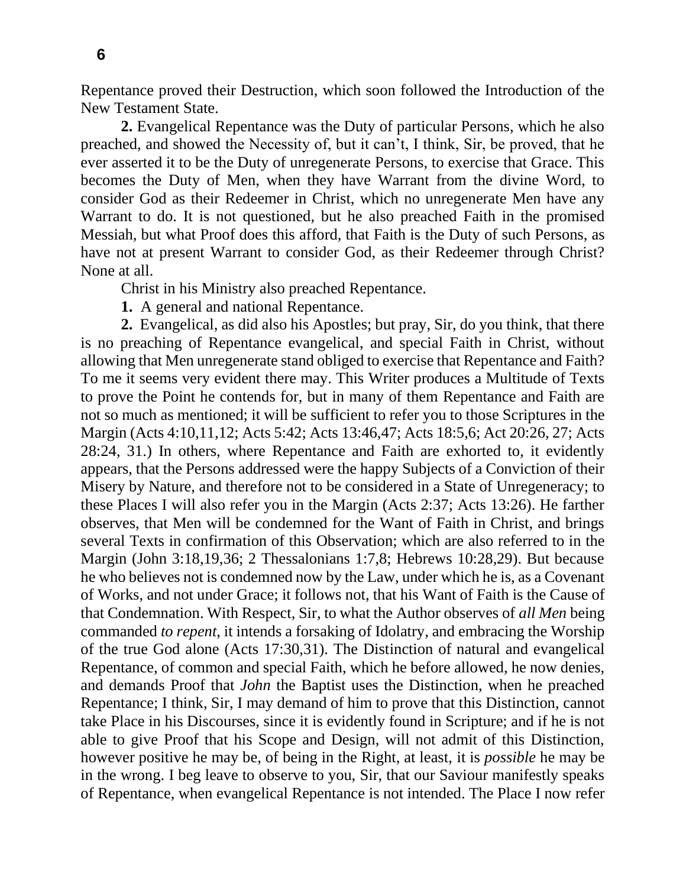Repentance proved their Destruction, which soon followed the Introduction of the New Testament State.

**2.** Evangelical Repentance was the Duty of particular Persons, which he also preached, and showed the Necessity of, but it can't, I think, Sir, be proved, that he ever asserted it to be the Duty of unregenerate Persons, to exercise that Grace. This becomes the Duty of Men, when they have Warrant from the divine Word, to consider God as their Redeemer in Christ, which no unregenerate Men have any Warrant to do. It is not questioned, but he also preached Faith in the promised Messiah, but what Proof does this afford, that Faith is the Duty of such Persons, as have not at present Warrant to consider God, as their Redeemer through Christ? None at all.

Christ in his Ministry also preached Repentance.

**1.** A general and national Repentance.

**2.** Evangelical, as did also his Apostles; but pray, Sir, do you think, that there is no preaching of Repentance evangelical, and special Faith in Christ, without allowing that Men unregenerate stand obliged to exercise that Repentance and Faith? To me it seems very evident there may. This Writer produces a Multitude of Texts to prove the Point he contends for, but in many of them Repentance and Faith are not so much as mentioned; it will be sufficient to refer you to those Scriptures in the Margin (Acts 4:10,11,12; Acts 5:42; Acts 13:46,47; Acts 18:5,6; Act 20:26, 27; Acts 28:24, 31.) In others, where Repentance and Faith are exhorted to, it evidently appears, that the Persons addressed were the happy Subjects of a Conviction of their Misery by Nature, and therefore not to be considered in a State of Unregeneracy; to these Places I will also refer you in the Margin (Acts 2:37; Acts 13:26). He farther observes, that Men will be condemned for the Want of Faith in Christ, and brings several Texts in confirmation of this Observation; which are also referred to in the Margin (John 3:18,19,36; 2 Thessalonians 1:7,8; Hebrews 10:28,29). But because he who believes not is condemned now by the Law, under which he is, as a Covenant of Works, and not under Grace; it follows not, that his Want of Faith is the Cause of that Condemnation. With Respect, Sir, to what the Author observes of *all Men* being commanded *to repent*, it intends a forsaking of Idolatry, and embracing the Worship of the true God alone (Acts 17:30,31). The Distinction of natural and evangelical Repentance, of common and special Faith, which he before allowed, he now denies, and demands Proof that *John* the Baptist uses the Distinction, when he preached Repentance; I think, Sir, I may demand of him to prove that this Distinction, cannot take Place in his Discourses, since it is evidently found in Scripture; and if he is not able to give Proof that his Scope and Design, will not admit of this Distinction, however positive he may be, of being in the Right, at least, it is *possible* he may be in the wrong. I beg leave to observe to you, Sir, that our Saviour manifestly speaks of Repentance, when evangelical Repentance is not intended. The Place I now refer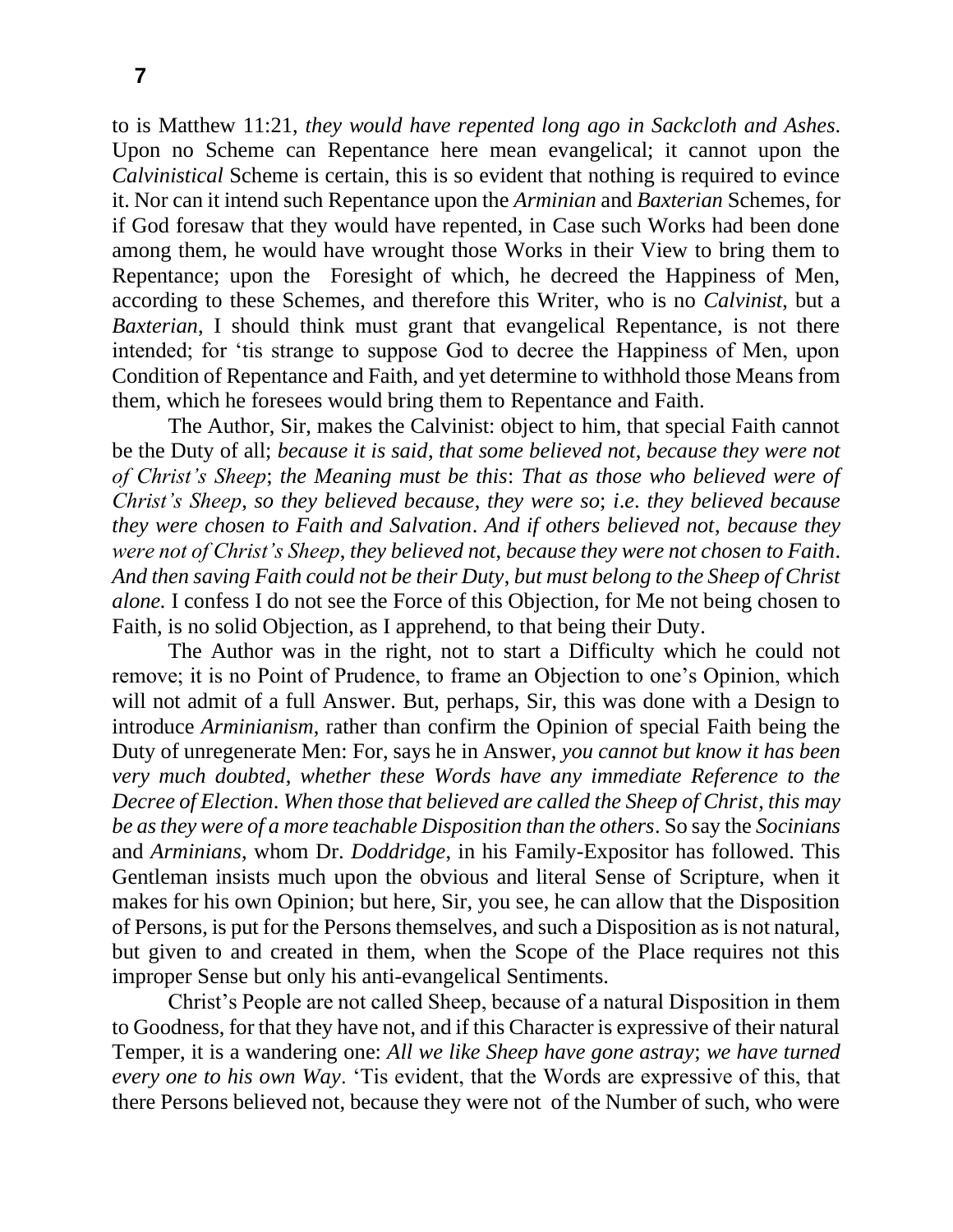to is Matthew 11:21, *they would have repented long ago in Sackcloth and Ashes*. Upon no Scheme can Repentance here mean evangelical; it cannot upon the *Calvinistical* Scheme is certain, this is so evident that nothing is required to evince it. Nor can it intend such Repentance upon the *Arminian* and *Baxterian* Schemes, for if God foresaw that they would have repented, in Case such Works had been done among them, he would have wrought those Works in their View to bring them to Repentance; upon the Foresight of which, he decreed the Happiness of Men, according to these Schemes, and therefore this Writer, who is no *Calvinist*, but a *Baxterian*, I should think must grant that evangelical Repentance, is not there intended; for 'tis strange to suppose God to decree the Happiness of Men, upon Condition of Repentance and Faith, and yet determine to withhold those Means from them, which he foresees would bring them to Repentance and Faith.

The Author, Sir, makes the Calvinist: object to him, that special Faith cannot be the Duty of all; *because it is said*, *that some believed not*, *because they were not of Christ's Sheep*; *the Meaning must be this*: *That as those who believed were of Christ's Sheep*, *so they believed because*, *they were so*; *i.e*. *they believed because they were chosen to Faith and Salvation*. *And if others believed not*, *because they were not of Christ's Sheep*, *they believed not*, *because they were not chosen to Faith*. *And then saving Faith could not be their Duty*, *but must belong to the Sheep of Christ alone.* I confess I do not see the Force of this Objection, for Me not being chosen to Faith, is no solid Objection, as I apprehend, to that being their Duty.

The Author was in the right, not to start a Difficulty which he could not remove; it is no Point of Prudence, to frame an Objection to one's Opinion, which will not admit of a full Answer. But, perhaps, Sir, this was done with a Design to introduce *Arminianism*, rather than confirm the Opinion of special Faith being the Duty of unregenerate Men: For, says he in Answer, *you cannot but know it has been very much doubted*, *whether these Words have any immediate Reference to the Decree of Election*. *When those that believed are called the Sheep of Christ*, *this may be as they were of a more teachable Disposition than the others*. So say the *Socinians* and *Arminians*, whom Dr. *Doddridge*, in his Family-Expositor has followed. This Gentleman insists much upon the obvious and literal Sense of Scripture, when it makes for his own Opinion; but here, Sir, you see, he can allow that the Disposition of Persons, is put for the Persons themselves, and such a Disposition as is not natural, but given to and created in them, when the Scope of the Place requires not this improper Sense but only his anti-evangelical Sentiments.

Christ's People are not called Sheep, because of a natural Disposition in them to Goodness, for that they have not, and if this Character is expressive of their natural Temper, it is a wandering one: *All we like Sheep have gone astray*; *we have turned every one to his own Way*. 'Tis evident, that the Words are expressive of this, that there Persons believed not, because they were not of the Number of such, who were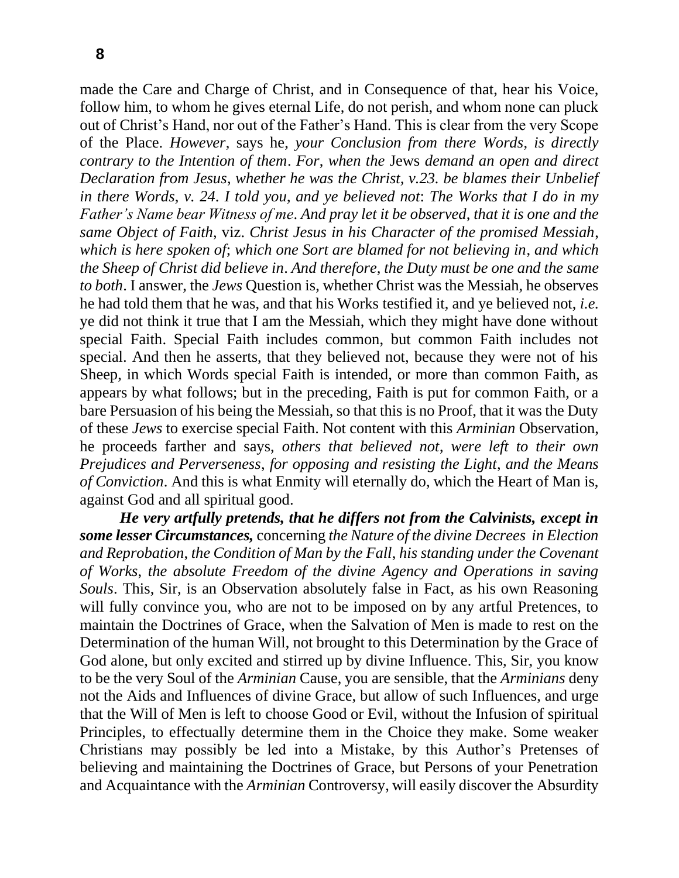made the Care and Charge of Christ, and in Consequence of that, hear his Voice, follow him, to whom he gives eternal Life, do not perish, and whom none can pluck out of Christ's Hand, nor out of the Father's Hand. This is clear from the very Scope of the Place. *However*, says he, *your Conclusion from there Words, is directly contrary to the Intention of them. For, when the* Jews *demand an open and direct Declaration from Jesus, whether he was the Christ, v.23. be blames their Unbelief in there Words, v. 24. I told you, and ye believed not: The Works that I do in my Father's Name bear Witness of me. And pray let it be observed, that it is one and the same Object of Faith,* viz. *Christ Jesus in his Character of the promised Messiah, which is here spoken of; which one Sort are blamed for not believing in, and which the Sheep of Christ did believe in. And therefore, the Duty must be one and the same to both*. I answer, the *Jews* Question is, whether Christ was the Messiah, he observes he had told them that he was, and that his Works testified it, and ye believed not, *i.e.* ye did not think it true that I am the Messiah, which they might have done without special Faith. Special Faith includes common, but common Faith includes not special. And then he asserts, that they believed not, because they were not of his Sheep, in which Words special Faith is intended, or more than common Faith, as appears by what follows; but in the preceding, Faith is put for common Faith, or a bare Persuasion of his being the Messiah, so that this is no Proof, that it was the Duty of these *Jews* to exercise special Faith. Not content with this *Arminian* Observation, he proceeds farther and says, *others that believed not, were left to their own Prejudices and Perverseness, for opposing and resisting the Light, and the Means of Conviction*. And this is what Enmity will eternally do, which the Heart of Man is, against God and all spiritual good.

***He very artfully pretends, that he differs not from the Calvinists, except in some lesser Circumstances,*** concerning *the Nature of the divine Decrees in Election and Reprobation, the Condition of Man by the Fall, his standing under the Covenant of Works, the absolute Freedom of the divine Agency and Operations in saving Souls*. This, Sir, is an Observation absolutely false in Fact, as his own Reasoning will fully convince you, who are not to be imposed on by any artful Pretences, to maintain the Doctrines of Grace, when the Salvation of Men is made to rest on the Determination of the human Will, not brought to this Determination by the Grace of God alone, but only excited and stirred up by divine Influence. This, Sir, you know to be the very Soul of the *Arminian* Cause, you are sensible, that the *Arminians* deny not the Aids and Influences of divine Grace, but allow of such Influences, and urge that the Will of Men is left to choose Good or Evil, without the Infusion of spiritual Principles, to effectually determine them in the Choice they make. Some weaker Christians may possibly be led into a Mistake, by this Author's Pretenses of believing and maintaining the Doctrines of Grace, but Persons of your Penetration and Acquaintance with the *Arminian* Controversy, will easily discover the Absurdity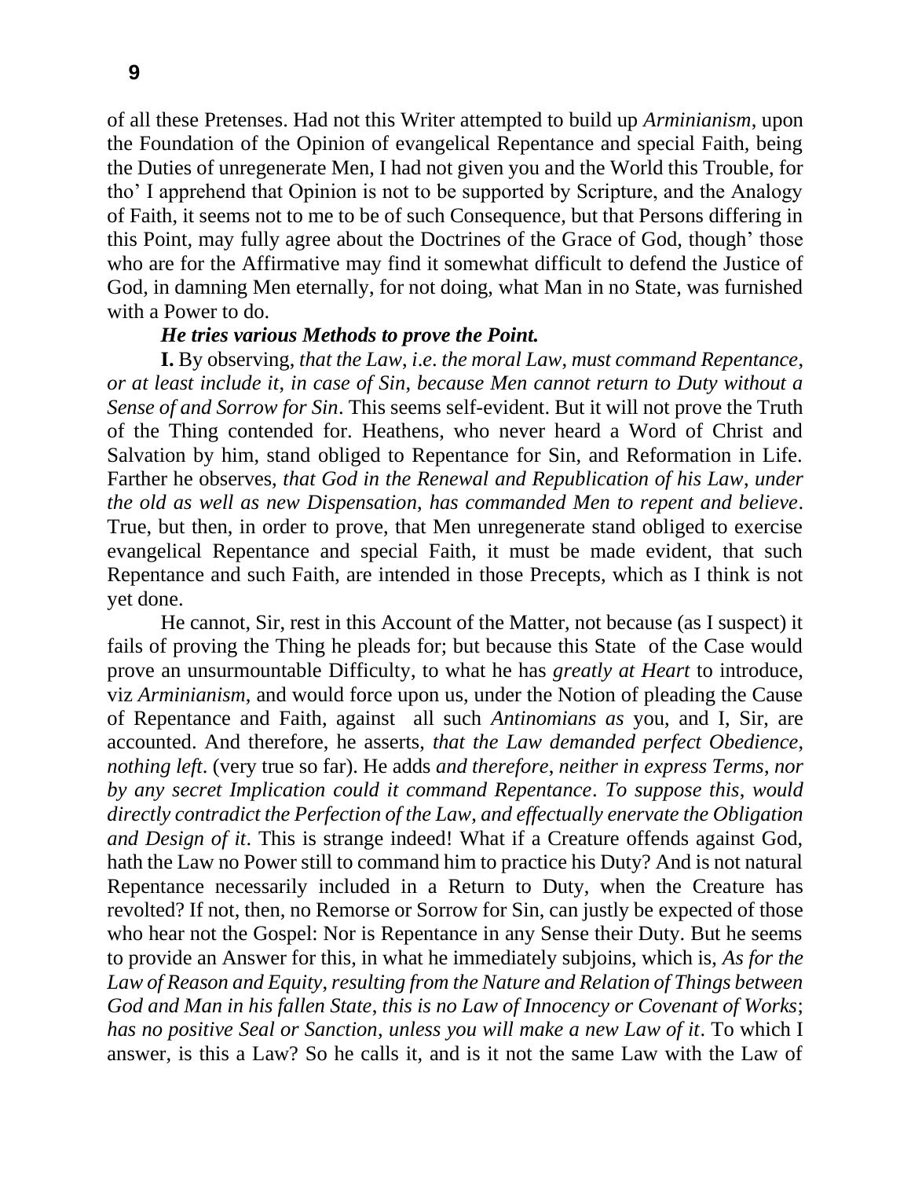of all these Pretenses. Had not this Writer attempted to build up *Arminianism*, upon the Foundation of the Opinion of evangelical Repentance and special Faith, being the Duties of unregenerate Men, I had not given you and the World this Trouble, for tho' I apprehend that Opinion is not to be supported by Scripture, and the Analogy of Faith, it seems not to me to be of such Consequence, but that Persons differing in this Point, may fully agree about the Doctrines of the Grace of God, though' those who are for the Affirmative may find it somewhat difficult to defend the Justice of God, in damning Men eternally, for not doing, what Man in no State, was furnished with a Power to do.

***He tries various Methods to prove the Point.***

**I.** By observing, *that the Law, i.e. the moral Law, must command Repentance, or at least include it, in case of Sin, because Men cannot return to Duty without a Sense of and Sorrow for Sin*. This seems self-evident. But it will not prove the Truth of the Thing contended for. Heathens, who never heard a Word of Christ and Salvation by him, stand obliged to Repentance for Sin, and Reformation in Life. Farther he observes, *that God in the Renewal and Republication of his Law, under the old as well as new Dispensation, has commanded Men to repent and believe*. True, but then, in order to prove, that Men unregenerate stand obliged to exercise evangelical Repentance and special Faith, it must be made evident, that such Repentance and such Faith, are intended in those Precepts, which as I think is not yet done.

He cannot, Sir, rest in this Account of the Matter, not because (as I suspect) it fails of proving the Thing he pleads for; but because this State of the Case would prove an unsurmountable Difficulty, to what he has *greatly at Heart* to introduce, viz *Arminianism*, and would force upon us, under the Notion of pleading the Cause of Repentance and Faith, against all such *Antinomians as* you, and I, Sir, are accounted. And therefore, he asserts, *that the Law demanded perfect Obedience, nothing left*. (very true so far). He adds *and therefore, neither in express Terms, nor by any secret Implication could it command Repentance. To suppose this, would directly contradict the Perfection of the Law, and effectually enervate the Obligation and Design of it*. This is strange indeed! What if a Creature offends against God, hath the Law no Power still to command him to practice his Duty? And is not natural Repentance necessarily included in a Return to Duty, when the Creature has revolted? If not, then, no Remorse or Sorrow for Sin, can justly be expected of those who hear not the Gospel: Nor is Repentance in any Sense their Duty. But he seems to provide an Answer for this, in what he immediately subjoins, which is, *As for the Law of Reason and Equity, resulting from the Nature and Relation of Things between God and Man in his fallen State, this is no Law of Innocency or Covenant of Works; has no positive Seal or Sanction, unless you will make a new Law of it*. To which I answer, is this a Law? So he calls it, and is it not the same Law with the Law of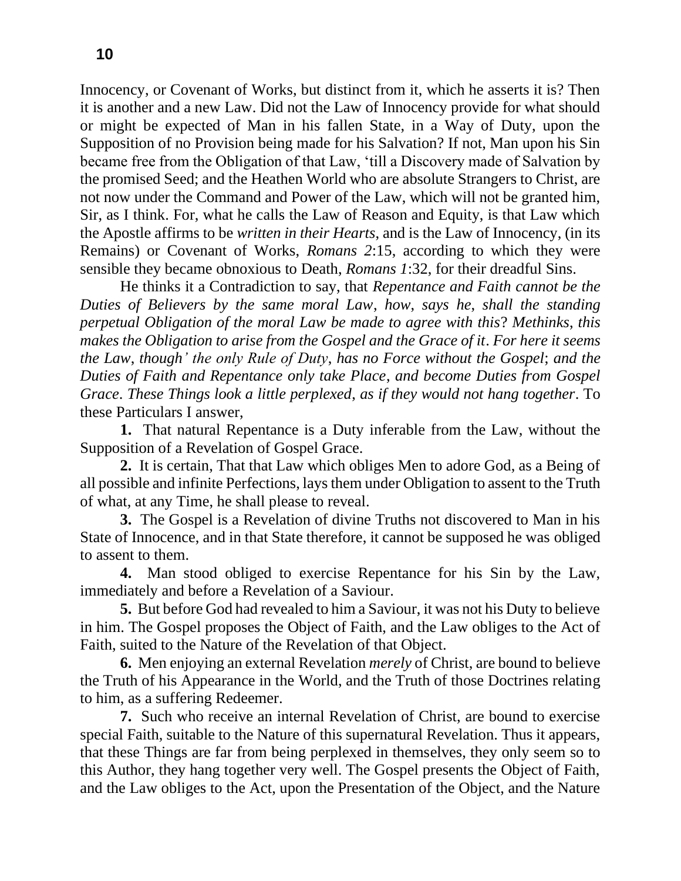Innocency, or Covenant of Works, but distinct from it, which he asserts it is? Then it is another and a new Law. Did not the Law of Innocency provide for what should or might be expected of Man in his fallen State, in a Way of Duty, upon the Supposition of no Provision being made for his Salvation? If not, Man upon his Sin became free from the Obligation of that Law, 'till a Discovery made of Salvation by the promised Seed; and the Heathen World who are absolute Strangers to Christ, are not now under the Command and Power of the Law, which will not be granted him, Sir, as I think. For, what he calls the Law of Reason and Equity, is that Law which the Apostle affirms to be *written in their Hearts*, and is the Law of Innocency, (in its Remains) or Covenant of Works, *Romans 2*:15, according to which they were sensible they became obnoxious to Death, *Romans 1*:32, for their dreadful Sins.

He thinks it a Contradiction to say, that *Repentance and Faith cannot be the Duties of Believers by the same moral Law*, *how*, *says he*, *shall the standing perpetual Obligation of the moral Law be made to agree with this*? *Methinks*, *this makes the Obligation to arise from the Gospel and the Grace of it*. *For here it seems the Law*, *though' the only Rule of Duty*, *has no Force without the Gospel*; *and the Duties of Faith and Repentance only take Place*, *and become Duties from Gospel Grace*. *These Things look a little perplexed*, *as if they would not hang together*. To these Particulars I answer,

**1.** That natural Repentance is a Duty inferable from the Law, without the Supposition of a Revelation of Gospel Grace.

**2.** It is certain, That that Law which obliges Men to adore God, as a Being of all possible and infinite Perfections, lays them under Obligation to assent to the Truth of what, at any Time, he shall please to reveal.

**3.** The Gospel is a Revelation of divine Truths not discovered to Man in his State of Innocence, and in that State therefore, it cannot be supposed he was obliged to assent to them.

**4.** Man stood obliged to exercise Repentance for his Sin by the Law, immediately and before a Revelation of a Saviour.

**5.** But before God had revealed to him a Saviour, it was not his Duty to believe in him. The Gospel proposes the Object of Faith, and the Law obliges to the Act of Faith, suited to the Nature of the Revelation of that Object.

**6.** Men enjoying an external Revelation *merely* of Christ, are bound to believe the Truth of his Appearance in the World, and the Truth of those Doctrines relating to him, as a suffering Redeemer.

**7.** Such who receive an internal Revelation of Christ, are bound to exercise special Faith, suitable to the Nature of this supernatural Revelation. Thus it appears, that these Things are far from being perplexed in themselves, they only seem so to this Author, they hang together very well. The Gospel presents the Object of Faith, and the Law obliges to the Act, upon the Presentation of the Object, and the Nature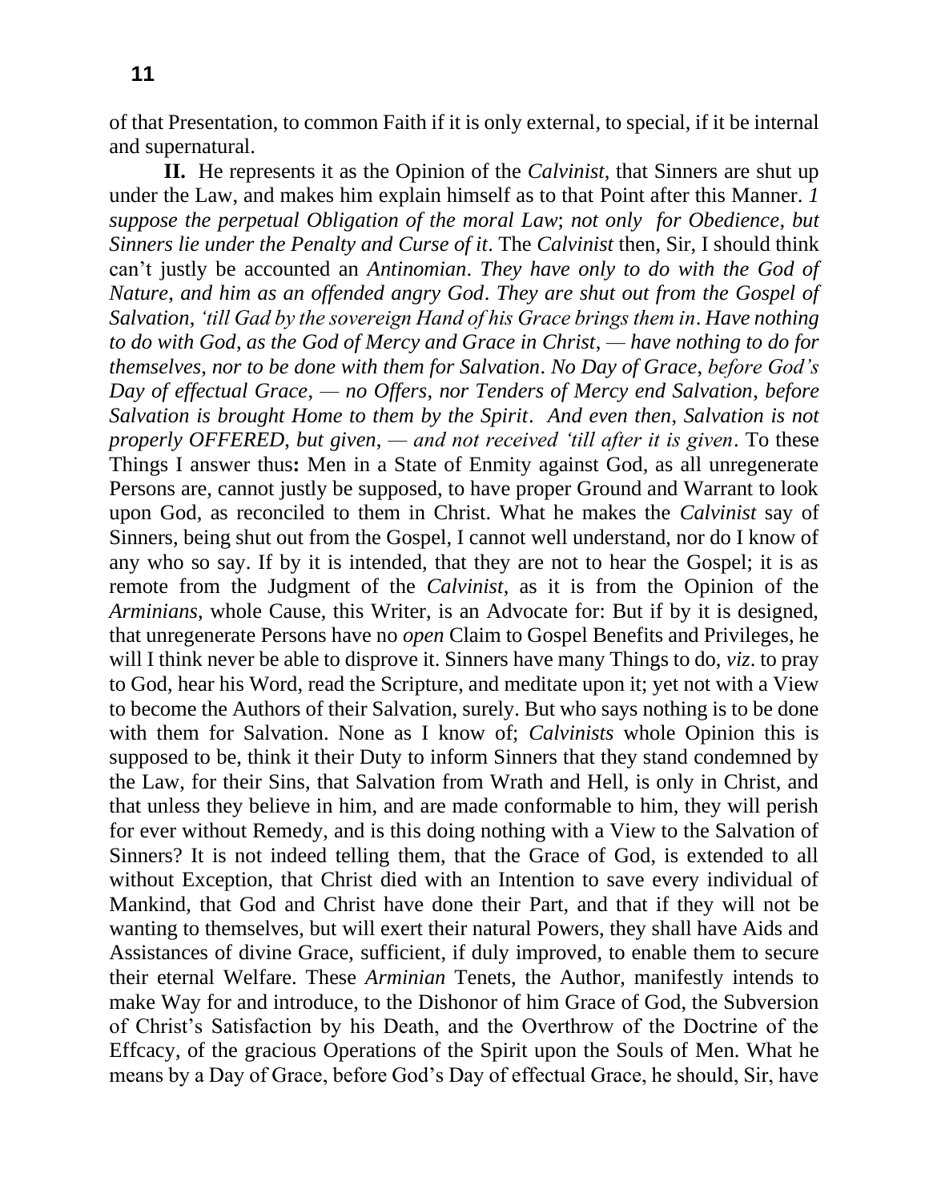of that Presentation, to common Faith if it is only external, to special, if it be internal and supernatural.

**II.** He represents it as the Opinion of the *Calvinist*, that Sinners are shut up under the Law, and makes him explain himself as to that Point after this Manner. *1 suppose the perpetual Obligation of the moral Law*; *not only for Obedience*, *but Sinners lie under the Penalty and Curse of it*. The *Calvinist* then, Sir, I should think can't justly be accounted an *Antinomian*. *They have only to do with the God of Nature*, *and him as an offended angry God*. *They are shut out from the Gospel of Salvation*, *'till Gad by the sovereign Hand of his Grace brings them in*. *Have nothing to do with God*, *as the God of Mercy and Grace in Christ*, *— have nothing to do for themselves*, *nor to be done with them for Salvation*. *No Day of Grace*, *before God's Day of effectual Grace*, *— no Offers*, *nor Tenders of Mercy end Salvation*, *before Salvation is brought Home to them by the Spirit*. *And even then*, *Salvation is not properly OFFERED*, *but given*, *— and not received 'till after it is given*. To these Things I answer thus**:** Men in a State of Enmity against God, as all unregenerate Persons are, cannot justly be supposed, to have proper Ground and Warrant to look upon God, as reconciled to them in Christ. What he makes the *Calvinist* say of Sinners, being shut out from the Gospel, I cannot well understand, nor do I know of any who so say. If by it is intended, that they are not to hear the Gospel; it is as remote from the Judgment of the *Calvinist*, as it is from the Opinion of the *Arminians*, whole Cause, this Writer, is an Advocate for: But if by it is designed, that unregenerate Persons have no *open* Claim to Gospel Benefits and Privileges, he will I think never be able to disprove it. Sinners have many Things to do, *viz*. to pray to God, hear his Word, read the Scripture, and meditate upon it; yet not with a View to become the Authors of their Salvation, surely. But who says nothing is to be done with them for Salvation. None as I know of; *Calvinists* whole Opinion this is supposed to be, think it their Duty to inform Sinners that they stand condemned by the Law, for their Sins, that Salvation from Wrath and Hell, is only in Christ, and that unless they believe in him, and are made conformable to him, they will perish for ever without Remedy, and is this doing nothing with a View to the Salvation of Sinners? It is not indeed telling them, that the Grace of God, is extended to all without Exception, that Christ died with an Intention to save every individual of Mankind, that God and Christ have done their Part, and that if they will not be wanting to themselves, but will exert their natural Powers, they shall have Aids and Assistances of divine Grace, sufficient, if duly improved, to enable them to secure their eternal Welfare. These *Arminian* Tenets, the Author, manifestly intends to make Way for and introduce, to the Dishonor of him Grace of God, the Subversion of Christ's Satisfaction by his Death, and the Overthrow of the Doctrine of the Effcacy, of the gracious Operations of the Spirit upon the Souls of Men. What he means by a Day of Grace, before God's Day of effectual Grace, he should, Sir, have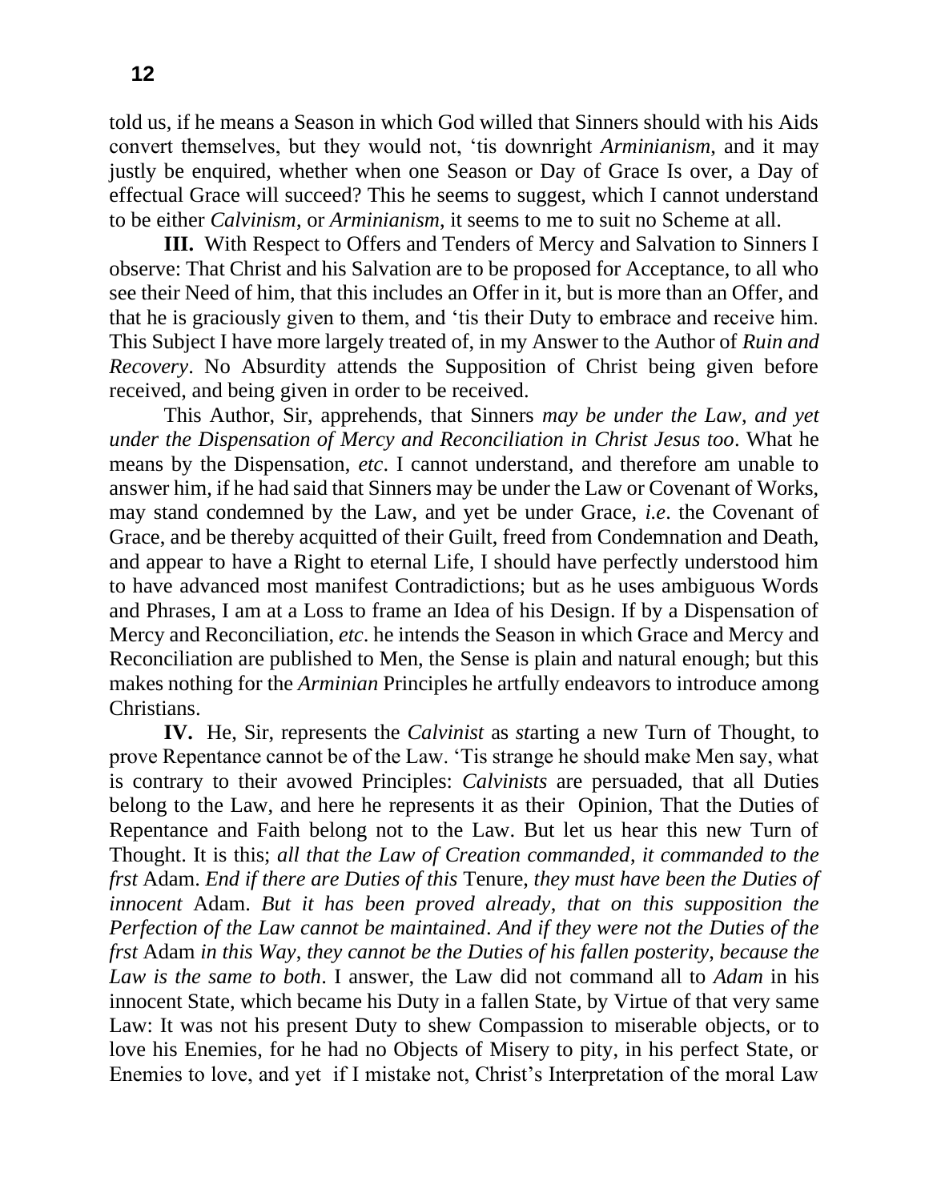told us, if he means a Season in which God willed that Sinners should with his Aids convert themselves, but they would not, 'tis downright *Arminianism*, and it may justly be enquired, whether when one Season or Day of Grace Is over, a Day of effectual Grace will succeed? This he seems to suggest, which I cannot understand to be either *Calvinism*, or *Arminianism*, it seems to me to suit no Scheme at all.

**III.** With Respect to Offers and Tenders of Mercy and Salvation to Sinners I observe: That Christ and his Salvation are to be proposed for Acceptance, to all who see their Need of him, that this includes an Offer in it, but is more than an Offer, and that he is graciously given to them, and 'tis their Duty to embrace and receive him. This Subject I have more largely treated of, in my Answer to the Author of *Ruin and Recovery*. No Absurdity attends the Supposition of Christ being given before received, and being given in order to be received.

This Author, Sir, apprehends, that Sinners *may be under the Law*, *and yet under the Dispensation of Mercy and Reconciliation in Christ Jesus too*. What he means by the Dispensation, *etc*. I cannot understand, and therefore am unable to answer him, if he had said that Sinners may be under the Law or Covenant of Works, may stand condemned by the Law, and yet be under Grace, *i.e*. the Covenant of Grace, and be thereby acquitted of their Guilt, freed from Condemnation and Death, and appear to have a Right to eternal Life, I should have perfectly understood him to have advanced most manifest Contradictions; but as he uses ambiguous Words and Phrases, I am at a Loss to frame an Idea of his Design. If by a Dispensation of Mercy and Reconciliation, *etc*. he intends the Season in which Grace and Mercy and Reconciliation are published to Men, the Sense is plain and natural enough; but this makes nothing for the *Arminian* Principles he artfully endeavors to introduce among Christians.

**IV.** He, Sir, represents the *Calvinist* as *st*arting a new Turn of Thought, to prove Repentance cannot be of the Law. 'Tis strange he should make Men say, what is contrary to their avowed Principles: *Calvinists* are persuaded, that all Duties belong to the Law, and here he represents it as their Opinion, That the Duties of Repentance and Faith belong not to the Law. But let us hear this new Turn of Thought. It is this; *all that the Law of Creation commanded*, *it commanded to the frst* Adam. *End if there are Duties of this* Tenure, *they must have been the Duties of innocent* Adam. *But it has been proved already*, *that on this supposition the Perfection of the Law cannot be maintained*. *And if they were not the Duties of the frst* Adam *in this Way*, *they cannot be the Duties of his fallen posterity*, *because the Law is the same to both*. I answer, the Law did not command all to *Adam* in his innocent State, which became his Duty in a fallen State, by Virtue of that very same Law: It was not his present Duty to shew Compassion to miserable objects, or to love his Enemies, for he had no Objects of Misery to pity, in his perfect State, or Enemies to love, and yet if I mistake not, Christ's Interpretation of the moral Law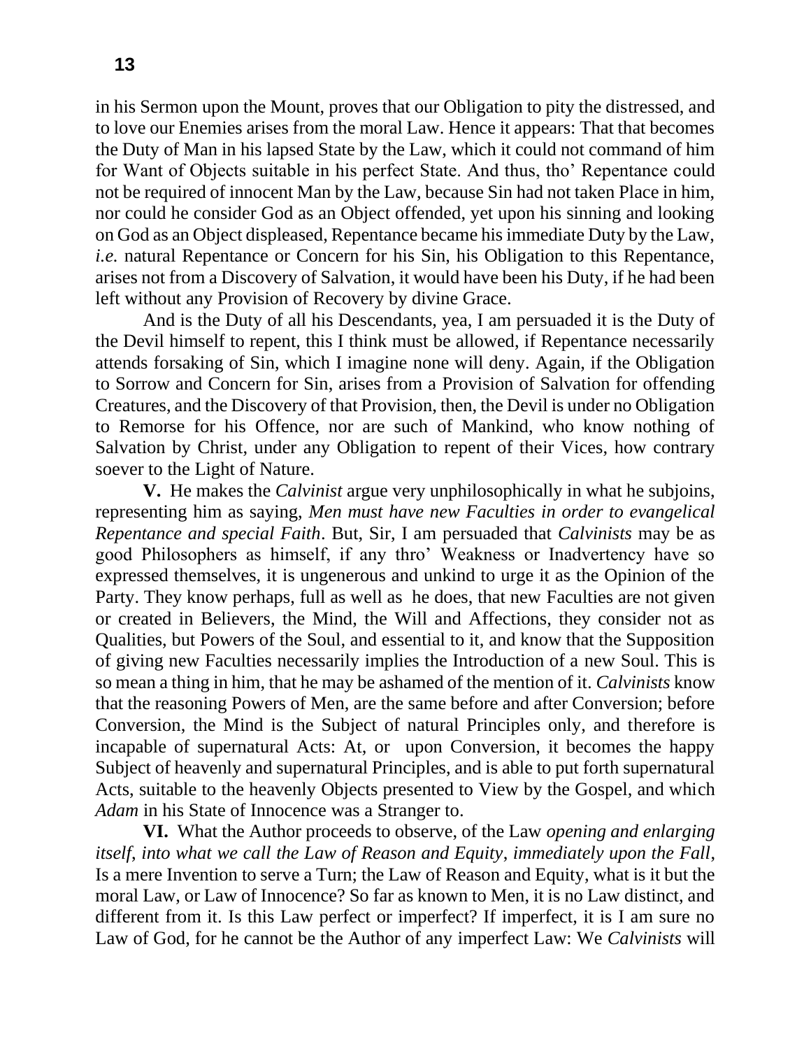in his Sermon upon the Mount, proves that our Obligation to pity the distressed, and to love our Enemies arises from the moral Law. Hence it appears: That that becomes the Duty of Man in his lapsed State by the Law, which it could not command of him for Want of Objects suitable in his perfect State. And thus, tho' Repentance could not be required of innocent Man by the Law, because Sin had not taken Place in him, nor could he consider God as an Object offended, yet upon his sinning and looking on God as an Object displeased, Repentance became his immediate Duty by the Law, *i.e.* natural Repentance or Concern for his Sin, his Obligation to this Repentance, arises not from a Discovery of Salvation, it would have been his Duty, if he had been left without any Provision of Recovery by divine Grace.

And is the Duty of all his Descendants, yea, I am persuaded it is the Duty of the Devil himself to repent, this I think must be allowed, if Repentance necessarily attends forsaking of Sin, which I imagine none will deny. Again, if the Obligation to Sorrow and Concern for Sin, arises from a Provision of Salvation for offending Creatures, and the Discovery of that Provision, then, the Devil is under no Obligation to Remorse for his Offence, nor are such of Mankind, who know nothing of Salvation by Christ, under any Obligation to repent of their Vices, how contrary soever to the Light of Nature.

**V.** He makes the *Calvinist* argue very unphilosophically in what he subjoins, representing him as saying, *Men must have new Faculties in order to evangelical Repentance and special Faith*. But, Sir, I am persuaded that *Calvinists* may be as good Philosophers as himself, if any thro' Weakness or Inadvertency have so expressed themselves, it is ungenerous and unkind to urge it as the Opinion of the Party. They know perhaps, full as well as he does, that new Faculties are not given or created in Believers, the Mind, the Will and Affections, they consider not as Qualities, but Powers of the Soul, and essential to it, and know that the Supposition of giving new Faculties necessarily implies the Introduction of a new Soul. This is so mean a thing in him, that he may be ashamed of the mention of it. *Calvinists* know that the reasoning Powers of Men, are the same before and after Conversion; before Conversion, the Mind is the Subject of natural Principles only, and therefore is incapable of supernatural Acts: At, or upon Conversion, it becomes the happy Subject of heavenly and supernatural Principles, and is able to put forth supernatural Acts, suitable to the heavenly Objects presented to View by the Gospel, and which *Adam* in his State of Innocence was a Stranger to.

**VI.** What the Author proceeds to observe, of the Law *opening and enlarging itself, into what we call the Law of Reason and Equity, immediately upon the Fall*, Is a mere Invention to serve a Turn; the Law of Reason and Equity, what is it but the moral Law, or Law of Innocence? So far as known to Men, it is no Law distinct, and different from it. Is this Law perfect or imperfect? If imperfect, it is I am sure no Law of God, for he cannot be the Author of any imperfect Law: We *Calvinists* will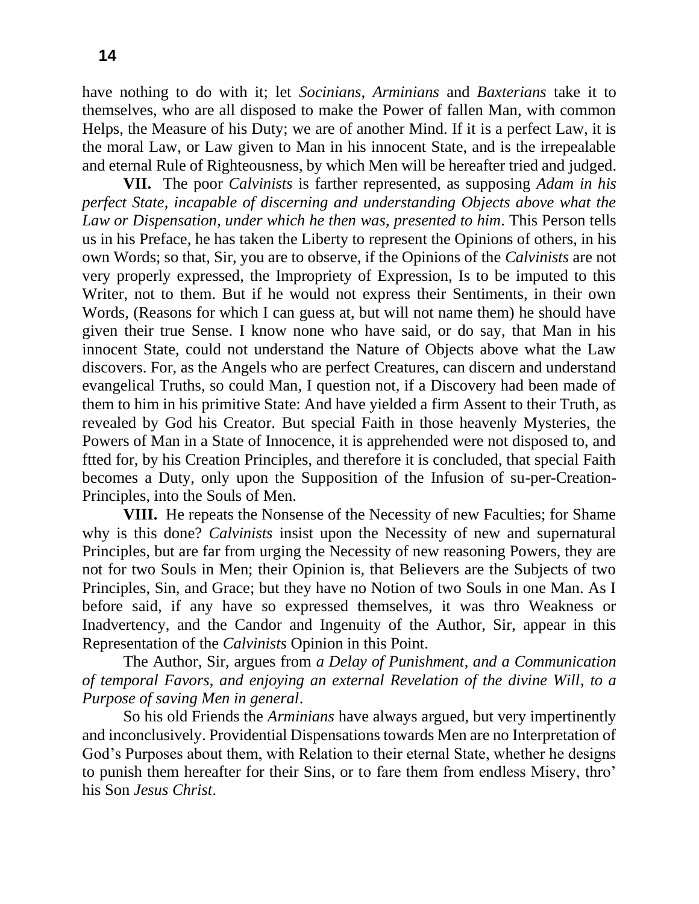have nothing to do with it; let *Socinians*, *Arminians* and *Baxterians* take it to themselves, who are all disposed to make the Power of fallen Man, with common Helps, the Measure of his Duty; we are of another Mind. If it is a perfect Law, it is the moral Law, or Law given to Man in his innocent State, and is the irrepealable and eternal Rule of Righteousness, by which Men will be hereafter tried and judged.

**VII.** The poor *Calvinists* is farther represented, as supposing *Adam in his perfect State, incapable of discerning and understanding Objects above what the Law or Dispensation, under which he then was, presented to him*. This Person tells us in his Preface, he has taken the Liberty to represent the Opinions of others, in his own Words; so that, Sir, you are to observe, if the Opinions of the *Calvinists* are not very properly expressed, the Impropriety of Expression, Is to be imputed to this Writer, not to them. But if he would not express their Sentiments, in their own Words, (Reasons for which I can guess at, but will not name them) he should have given their true Sense. I know none who have said, or do say, that Man in his innocent State, could not understand the Nature of Objects above what the Law discovers. For, as the Angels who are perfect Creatures, can discern and understand evangelical Truths, so could Man, I question not, if a Discovery had been made of them to him in his primitive State: And have yielded a firm Assent to their Truth, as revealed by God his Creator. But special Faith in those heavenly Mysteries, the Powers of Man in a State of Innocence, it is apprehended were not disposed to, and ftted for, by his Creation Principles, and therefore it is concluded, that special Faith becomes a Duty, only upon the Supposition of the Infusion of su-per-Creation-Principles, into the Souls of Men.

**VIII.** He repeats the Nonsense of the Necessity of new Faculties; for Shame why is this done? *Calvinists* insist upon the Necessity of new and supernatural Principles, but are far from urging the Necessity of new reasoning Powers, they are not for two Souls in Men; their Opinion is, that Believers are the Subjects of two Principles, Sin, and Grace; but they have no Notion of two Souls in one Man. As I before said, if any have so expressed themselves, it was thro Weakness or Inadvertency, and the Candor and Ingenuity of the Author, Sir, appear in this Representation of the *Calvinists* Opinion in this Point.

The Author, Sir, argues from *a Delay of Punishment, and a Communication of temporal Favors, and enjoying an external Revelation of the divine Will, to a Purpose of saving Men in general*.

So his old Friends the *Arminians* have always argued, but very impertinently and inconclusively. Providential Dispensations towards Men are no Interpretation of God's Purposes about them, with Relation to their eternal State, whether he designs to punish them hereafter for their Sins, or to fare them from endless Misery, thro' his Son *Jesus Christ*.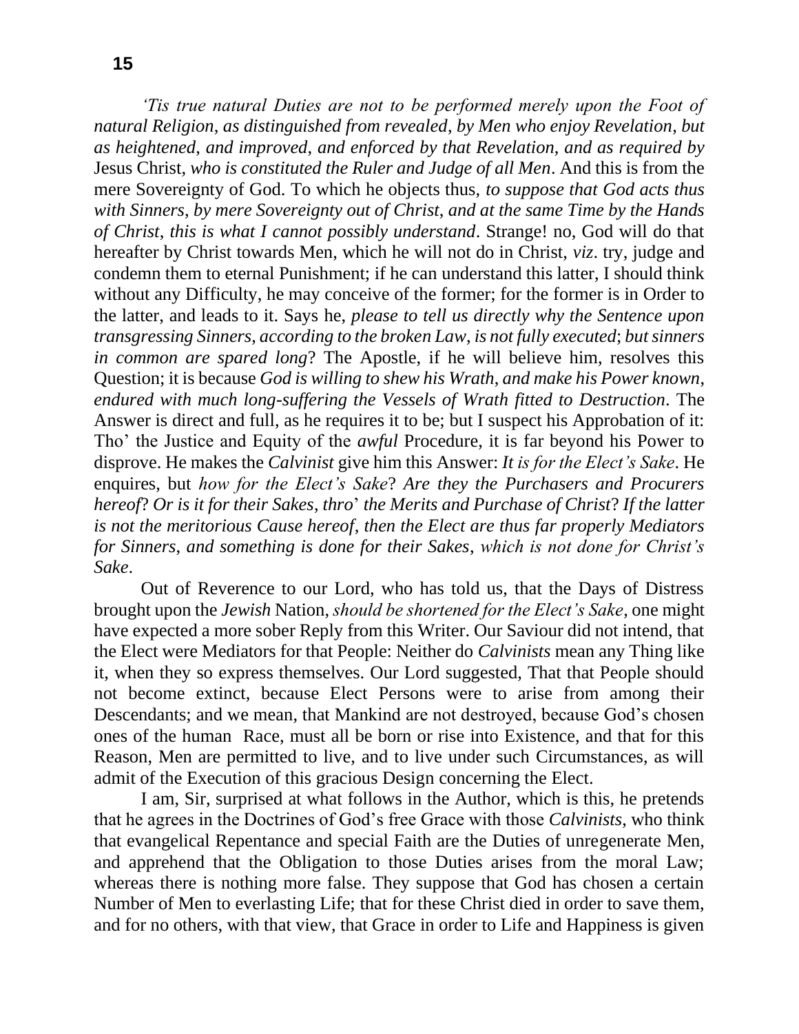*'Tis true natural Duties are not to be performed merely upon the Foot of natural Religion, as distinguished from revealed, by Men who enjoy Revelation, but as heightened, and improved, and enforced by that Revelation, and as required by* Jesus Christ, *who is constituted the Ruler and Judge of all Men*. And this is from the mere Sovereignty of God. To which he objects thus, *to suppose that God acts thus with Sinners, by mere Sovereignty out of Christ, and at the same Time by the Hands of Christ, this is what I cannot possibly understand*. Strange! no, God will do that hereafter by Christ towards Men, which he will not do in Christ, *viz*. try, judge and condemn them to eternal Punishment; if he can understand this latter, I should think without any Difficulty, he may conceive of the former; for the former is in Order to the latter, and leads to it. Says he, *please to tell us directly why the Sentence upon transgressing Sinners, according to the broken Law, is not fully executed; but sinners in common are spared long*? The Apostle, if he will believe him, resolves this Question; it is because *God is willing to shew his Wrath, and make his Power known, endured with much long-suffering the Vessels of Wrath fitted to Destruction*. The Answer is direct and full, as he requires it to be; but I suspect his Approbation of it: Tho' the Justice and Equity of the *awful* Procedure, it is far beyond his Power to disprove. He makes the *Calvinist* give him this Answer: *It is for the Elect's Sake*. He enquires, but *how for the Elect's Sake*? *Are they the Purchasers and Procurers hereof*? *Or is it for their Sakes, thro' the Merits and Purchase of Christ*? *If the latter is not the meritorious Cause hereof, then the Elect are thus far properly Mediators for Sinners, and something is done for their Sakes, which is not done for Christ's Sake*.

Out of Reverence to our Lord, who has told us, that the Days of Distress brought upon the *Jewish* Nation, *should be shortened for the Elect's Sake*, one might have expected a more sober Reply from this Writer. Our Saviour did not intend, that the Elect were Mediators for that People: Neither do *Calvinists* mean any Thing like it, when they so express themselves. Our Lord suggested, That that People should not become extinct, because Elect Persons were to arise from among their Descendants; and we mean, that Mankind are not destroyed, because God's chosen ones of the human Race, must all be born or rise into Existence, and that for this Reason, Men are permitted to live, and to live under such Circumstances, as will admit of the Execution of this gracious Design concerning the Elect.

I am, Sir, surprised at what follows in the Author, which is this, he pretends that he agrees in the Doctrines of God's free Grace with those *Calvinists*, who think that evangelical Repentance and special Faith are the Duties of unregenerate Men, and apprehend that the Obligation to those Duties arises from the moral Law; whereas there is nothing more false. They suppose that God has chosen a certain Number of Men to everlasting Life; that for these Christ died in order to save them, and for no others, with that view, that Grace in order to Life and Happiness is given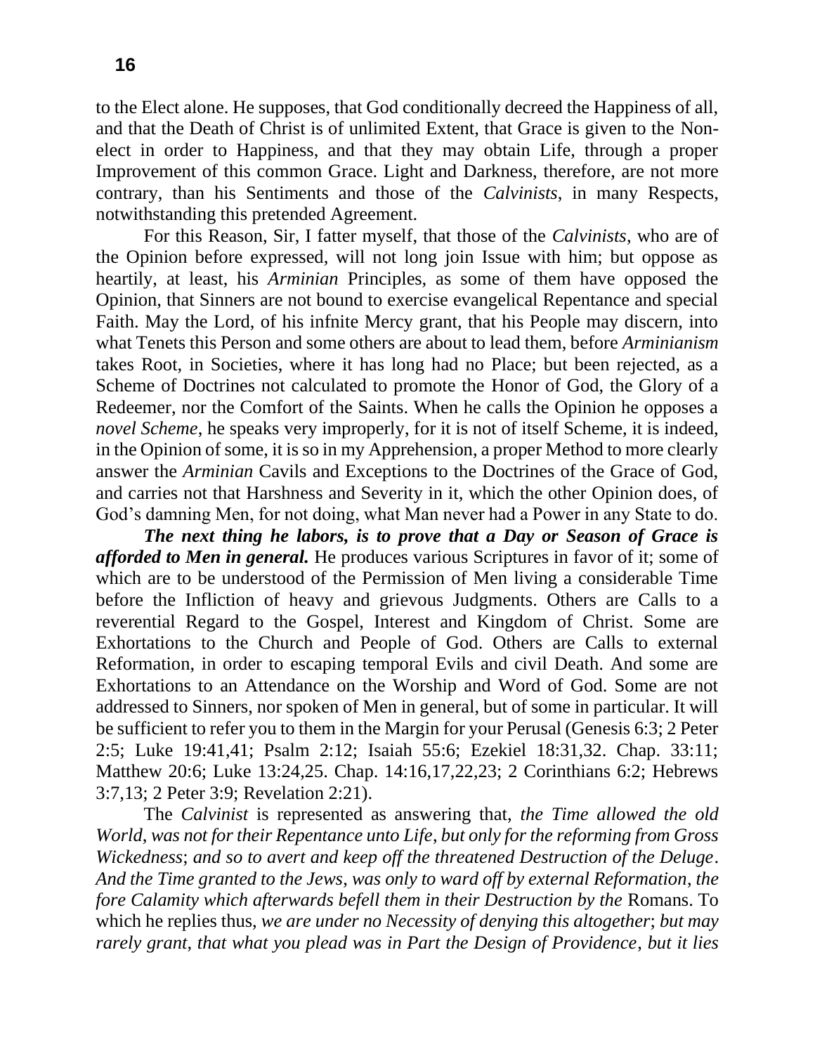to the Elect alone. He supposes, that God conditionally decreed the Happiness of all, and that the Death of Christ is of unlimited Extent, that Grace is given to the Non-elect in order to Happiness, and that they may obtain Life, through a proper Improvement of this common Grace. Light and Darkness, therefore, are not more contrary, than his Sentiments and those of the *Calvinists*, in many Respects, notwithstanding this pretended Agreement.

For this Reason, Sir, I fatter myself, that those of the *Calvinists*, who are of the Opinion before expressed, will not long join Issue with him; but oppose as heartily, at least, his *Arminian* Principles, as some of them have opposed the Opinion, that Sinners are not bound to exercise evangelical Repentance and special Faith. May the Lord, of his infnite Mercy grant, that his People may discern, into what Tenets this Person and some others are about to lead them, before *Arminianism* takes Root, in Societies, where it has long had no Place; but been rejected, as a Scheme of Doctrines not calculated to promote the Honor of God, the Glory of a Redeemer, nor the Comfort of the Saints. When he calls the Opinion he opposes a *novel Scheme*, he speaks very improperly, for it is not of itself Scheme, it is indeed, in the Opinion of some, it is so in my Apprehension, a proper Method to more clearly answer the *Arminian* Cavils and Exceptions to the Doctrines of the Grace of God, and carries not that Harshness and Severity in it, which the other Opinion does, of God's damning Men, for not doing, what Man never had a Power in any State to do.

***The next thing he labors, is to prove that a Day or Season of Grace is afforded to Men in general.*** He produces various Scriptures in favor of it; some of which are to be understood of the Permission of Men living a considerable Time before the Infliction of heavy and grievous Judgments. Others are Calls to a reverential Regard to the Gospel, Interest and Kingdom of Christ. Some are Exhortations to the Church and People of God. Others are Calls to external Reformation, in order to escaping temporal Evils and civil Death. And some are Exhortations to an Attendance on the Worship and Word of God. Some are not addressed to Sinners, nor spoken of Men in general, but of some in particular. It will be sufficient to refer you to them in the Margin for your Perusal (Genesis 6:3; 2 Peter 2:5; Luke 19:41,41; Psalm 2:12; Isaiah 55:6; Ezekiel 18:31,32. Chap. 33:11; Matthew 20:6; Luke 13:24,25. Chap. 14:16,17,22,23; 2 Corinthians 6:2; Hebrews 3:7,13; 2 Peter 3:9; Revelation 2:21).

The *Calvinist* is represented as answering that, *the Time allowed the old World, was not for their Repentance unto Life, but only for the reforming from Gross Wickedness; and so to avert and keep off the threatened Destruction of the Deluge. And the Time granted to the Jews, was only to ward off by external Reformation, the fore Calamity which afterwards befell them in their Destruction by the* Romans. To which he replies thus, *we are under no Necessity of denying this altogether; but may rarely grant, that what you plead was in Part the Design of Providence, but it lies*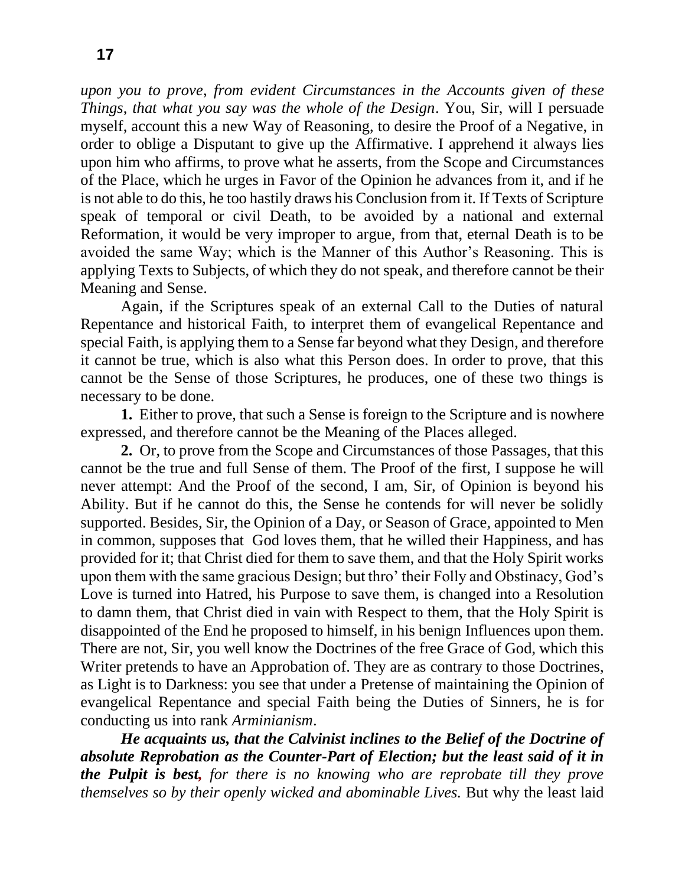*upon you to prove, from evident Circumstances in the Accounts given of these Things, that what you say was the whole of the Design*. You, Sir, will I persuade myself, account this a new Way of Reasoning, to desire the Proof of a Negative, in order to oblige a Disputant to give up the Affirmative. I apprehend it always lies upon him who affirms, to prove what he asserts, from the Scope and Circumstances of the Place, which he urges in Favor of the Opinion he advances from it, and if he is not able to do this, he too hastily draws his Conclusion from it. If Texts of Scripture speak of temporal or civil Death, to be avoided by a national and external Reformation, it would be very improper to argue, from that, eternal Death is to be avoided the same Way; which is the Manner of this Author's Reasoning. This is applying Texts to Subjects, of which they do not speak, and therefore cannot be their Meaning and Sense.

Again, if the Scriptures speak of an external Call to the Duties of natural Repentance and historical Faith, to interpret them of evangelical Repentance and special Faith, is applying them to a Sense far beyond what they Design, and therefore it cannot be true, which is also what this Person does. In order to prove, that this cannot be the Sense of those Scriptures, he produces, one of these two things is necessary to be done.

**1.** Either to prove, that such a Sense is foreign to the Scripture and is nowhere expressed, and therefore cannot be the Meaning of the Places alleged.

**2.** Or, to prove from the Scope and Circumstances of those Passages, that this cannot be the true and full Sense of them. The Proof of the first, I suppose he will never attempt: And the Proof of the second, I am, Sir, of Opinion is beyond his Ability. But if he cannot do this, the Sense he contends for will never be solidly supported. Besides, Sir, the Opinion of a Day, or Season of Grace, appointed to Men in common, supposes that God loves them, that he willed their Happiness, and has provided for it; that Christ died for them to save them, and that the Holy Spirit works upon them with the same gracious Design; but thro' their Folly and Obstinacy, God's Love is turned into Hatred, his Purpose to save them, is changed into a Resolution to damn them, that Christ died in vain with Respect to them, that the Holy Spirit is disappointed of the End he proposed to himself, in his benign Influences upon them. There are not, Sir, you well know the Doctrines of the free Grace of God, which this Writer pretends to have an Approbation of. They are as contrary to those Doctrines, as Light is to Darkness: you see that under a Pretense of maintaining the Opinion of evangelical Repentance and special Faith being the Duties of Sinners, he is for conducting us into rank *Arminianism*.

***He acquaints us, that the Calvinist inclines to the Belief of the Doctrine of absolute Reprobation as the Counter-Part of Election; but the least said of it in the Pulpit is best,*** *for there is no knowing who are reprobate till they prove themselves so by their openly wicked and abominable Lives.* But why the least laid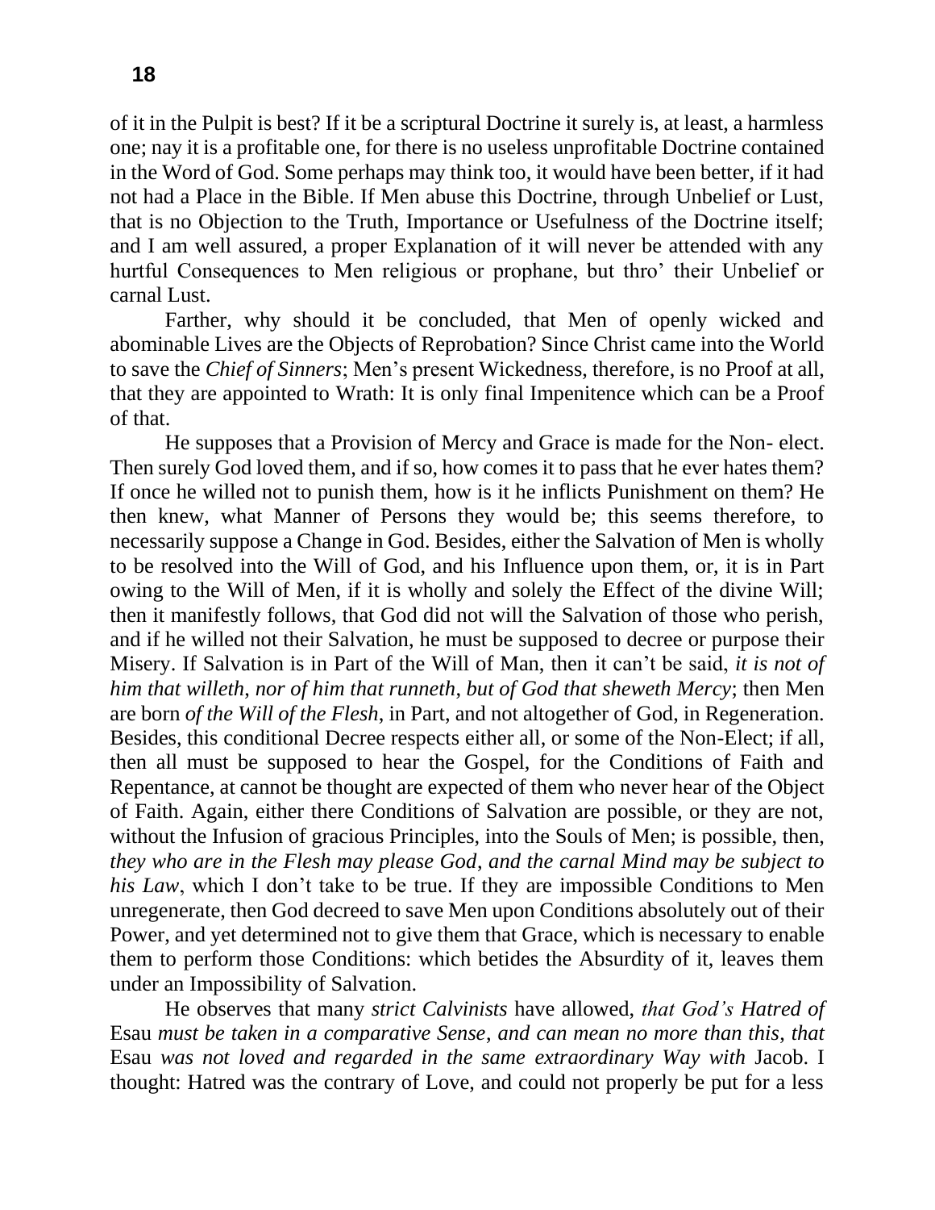of it in the Pulpit is best? If it be a scriptural Doctrine it surely is, at least, a harmless one; nay it is a profitable one, for there is no useless unprofitable Doctrine contained in the Word of God. Some perhaps may think too, it would have been better, if it had not had a Place in the Bible. If Men abuse this Doctrine, through Unbelief or Lust, that is no Objection to the Truth, Importance or Usefulness of the Doctrine itself; and I am well assured, a proper Explanation of it will never be attended with any hurtful Consequences to Men religious or prophane, but thro' their Unbelief or carnal Lust.

Farther, why should it be concluded, that Men of openly wicked and abominable Lives are the Objects of Reprobation? Since Christ came into the World to save the *Chief of Sinners*; Men's present Wickedness, therefore, is no Proof at all, that they are appointed to Wrath: It is only final Impenitence which can be a Proof of that.

He supposes that a Provision of Mercy and Grace is made for the Non- elect. Then surely God loved them, and if so, how comes it to pass that he ever hates them? If once he willed not to punish them, how is it he inflicts Punishment on them? He then knew, what Manner of Persons they would be; this seems therefore, to necessarily suppose a Change in God. Besides, either the Salvation of Men is wholly to be resolved into the Will of God, and his Influence upon them, or, it is in Part owing to the Will of Men, if it is wholly and solely the Effect of the divine Will; then it manifestly follows, that God did not will the Salvation of those who perish, and if he willed not their Salvation, he must be supposed to decree or purpose their Misery. If Salvation is in Part of the Will of Man, then it can't be said, *it is not of him that willeth, nor of him that runneth, but of God that sheweth Mercy*; then Men are born *of the Will of the Flesh*, in Part, and not altogether of God, in Regeneration. Besides, this conditional Decree respects either all, or some of the Non-Elect; if all, then all must be supposed to hear the Gospel, for the Conditions of Faith and Repentance, at cannot be thought are expected of them who never hear of the Object of Faith. Again, either there Conditions of Salvation are possible, or they are not, without the Infusion of gracious Principles, into the Souls of Men; is possible, then, *they who are in the Flesh may please God, and the carnal Mind may be subject to his Law*, which I don't take to be true. If they are impossible Conditions to Men unregenerate, then God decreed to save Men upon Conditions absolutely out of their Power, and yet determined not to give them that Grace, which is necessary to enable them to perform those Conditions: which betides the Absurdity of it, leaves them under an Impossibility of Salvation.

He observes that many *strict Calvinists* have allowed, *that God's Hatred of* Esau *must be taken in a comparative Sense, and can mean no more than this, that* Esau *was not loved and regarded in the same extraordinary Way with* Jacob. I thought: Hatred was the contrary of Love, and could not properly be put for a less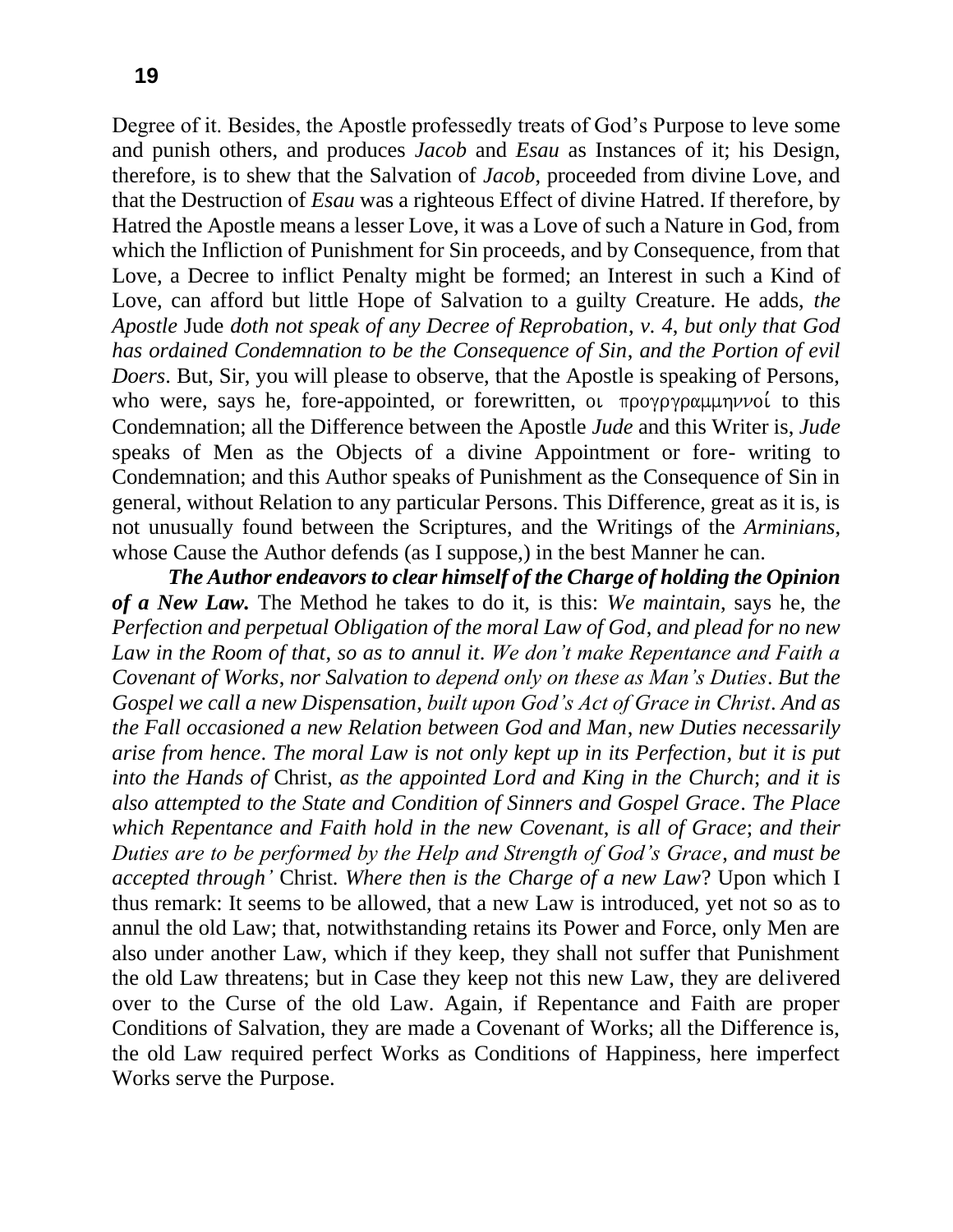Degree of it. Besides, the Apostle professedly treats of God's Purpose to leve some and punish others, and produces *Jacob* and *Esau* as Instances of it; his Design, therefore, is to shew that the Salvation of *Jacob,* proceeded from divine Love, and that the Destruction of *Esau* was a righteous Effect of divine Hatred. If therefore, by Hatred the Apostle means a lesser Love, it was a Love of such a Nature in God, from which the Infliction of Punishment for Sin proceeds, and by Consequence, from that Love, a Decree to inflict Penalty might be formed; an Interest in such a Kind of Love, can afford but little Hope of Salvation to a guilty Creature. He adds, *the Apostle* Jude *doth not speak of any Decree of Reprobation*, *v. 4*, *but only that God has ordained Condemnation to be the Consequence of Sin*, *and the Portion of evil Doers*. But, Sir, you will please to observe, that the Apostle is speaking of Persons, who were, says he, fore-appointed, or forewritten, οι προγργραμμηννοί to this Condemnation; all the Difference between the Apostle *Jude* and this Writer is, *Jude* speaks of Men as the Objects of a divine Appointment or fore- writing to Condemnation; and this Author speaks of Punishment as the Consequence of Sin in general, without Relation to any particular Persons. This Difference, great as it is, is not unusually found between the Scriptures, and the Writings of the *Arminians*, whose Cause the Author defends (as I suppose,) in the best Manner he can.

***The Author endeavors to clear himself of the Charge of holding the Opinion of a New Law.*** The Method he takes to do it, is this: *We maintain*, says he, th*e Perfection and perpetual Obligation of the moral Law of God*, *and plead for no new Law in the Room of that, so as to annul it*. *We don't make Repentance and Faith a Covenant of Works*, *nor Salvation to depend only on these as Man's Duties*. *But the Gospel we call a new Dispensation*, *built upon God's Act of Grace in Christ*. *And as the Fall occasioned a new Relation between God and Man*, *new Duties necessarily arise from hence*. *The moral Law is not only kept up in its Perfection*, *but it is put into the Hands of* Christ, *as the appointed Lord and King in the Church*; *and it is also attempted to the State and Condition of Sinners and Gospel Grace*. *The Place which Repentance and Faith hold in the new Covenant*, *is all of Grace*; *and their Duties are to be performed by the Help and Strength of God's Grace*, *and must be accepted through'* Christ. *Where then is the Charge of a new Law*? Upon which I thus remark: It seems to be allowed, that a new Law is introduced, yet not so as to annul the old Law; that, notwithstanding retains its Power and Force, only Men are also under another Law, which if they keep, they shall not suffer that Punishment the old Law threatens; but in Case they keep not this new Law, they are delivered over to the Curse of the old Law. Again, if Repentance and Faith are proper Conditions of Salvation, they are made a Covenant of Works; all the Difference is, the old Law required perfect Works as Conditions of Happiness, here imperfect Works serve the Purpose.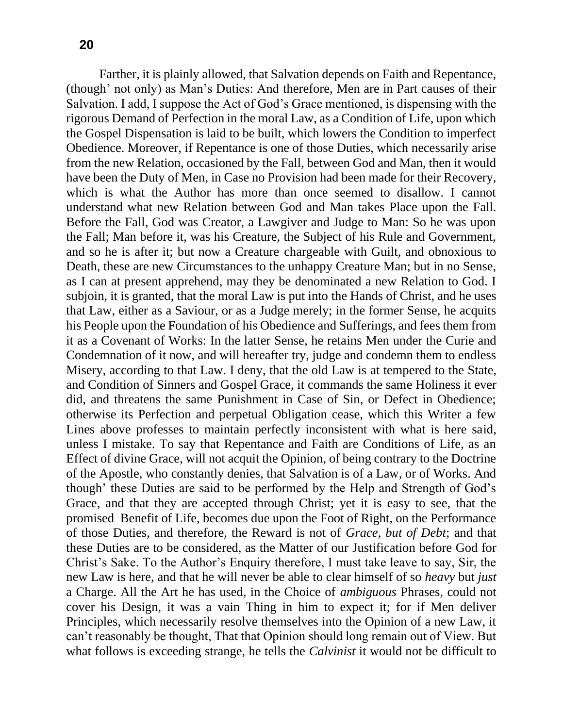Farther, it is plainly allowed, that Salvation depends on Faith and Repentance, (though' not only) as Man's Duties: And therefore, Men are in Part causes of their Salvation. I add, I suppose the Act of God's Grace mentioned, is dispensing with the rigorous Demand of Perfection in the moral Law, as a Condition of Life, upon which the Gospel Dispensation is laid to be built, which lowers the Condition to imperfect Obedience. Moreover, if Repentance is one of those Duties, which necessarily arise from the new Relation, occasioned by the Fall, between God and Man, then it would have been the Duty of Men, in Case no Provision had been made for their Recovery, which is what the Author has more than once seemed to disallow. I cannot understand what new Relation between God and Man takes Place upon the Fall. Before the Fall, God was Creator, a Lawgiver and Judge to Man: So he was upon the Fall; Man before it, was his Creature, the Subject of his Rule and Government, and so he is after it; but now a Creature chargeable with Guilt, and obnoxious to Death, these are new Circumstances to the unhappy Creature Man; but in no Sense, as I can at present apprehend, may they be denominated a new Relation to God. I subjoin, it is granted, that the moral Law is put into the Hands of Christ, and he uses that Law, either as a Saviour, or as a Judge merely; in the former Sense, he acquits his People upon the Foundation of his Obedience and Sufferings, and fees them from it as a Covenant of Works: In the latter Sense, he retains Men under the Curie and Condemnation of it now, and will hereafter try, judge and condemn them to endless Misery, according to that Law. I deny, that the old Law is at tempered to the State, and Condition of Sinners and Gospel Grace, it commands the same Holiness it ever did, and threatens the same Punishment in Case of Sin, or Defect in Obedience; otherwise its Perfection and perpetual Obligation cease, which this Writer a few Lines above professes to maintain perfectly inconsistent with what is here said, unless I mistake. To say that Repentance and Faith are Conditions of Life, as an Effect of divine Grace, will not acquit the Opinion, of being contrary to the Doctrine of the Apostle, who constantly denies, that Salvation is of a Law, or of Works. And though' these Duties are said to be performed by the Help and Strength of God's Grace, and that they are accepted through Christ; yet it is easy to see, that the promised Benefit of Life, becomes due upon the Foot of Right, on the Performance of those Duties, and therefore, the Reward is not of *Grace*, *but of Debt*; and that these Duties are to be considered, as the Matter of our Justification before God for Christ's Sake. To the Author's Enquiry therefore, I must take leave to say, Sir, the new Law is here, and that he will never be able to clear himself of so *heavy* but *just* a Charge. All the Art he has used, in the Choice of *ambiguous* Phrases, could not cover his Design, it was a vain Thing in him to expect it; for if Men deliver Principles, which necessarily resolve themselves into the Opinion of a new Law, it can't reasonably be thought, That that Opinion should long remain out of View. But what follows is exceeding strange, he tells the *Calvinist* it would not be difficult to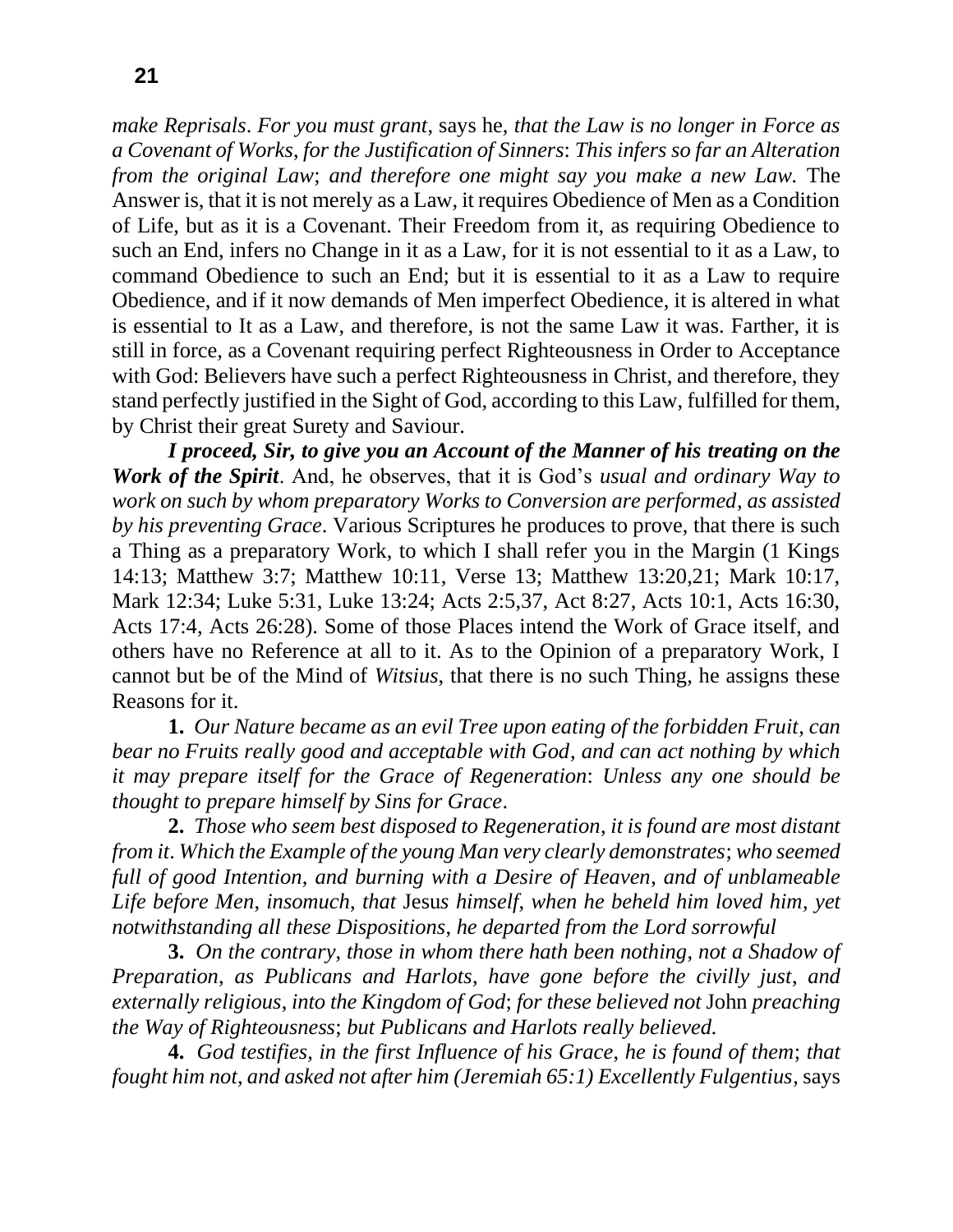*make Reprisals*. *For you must grant*, says he, *that the Law is no longer in Force as a Covenant of Works, for the Justification of Sinners*: *This infers so far an Alteration from the original Law*; *and therefore one might say you make a new Law.* The Answer is, that it is not merely as a Law, it requires Obedience of Men as a Condition of Life, but as it is a Covenant. Their Freedom from it, as requiring Obedience to such an End, infers no Change in it as a Law, for it is not essential to it as a Law, to command Obedience to such an End; but it is essential to it as a Law to require Obedience, and if it now demands of Men imperfect Obedience, it is altered in what is essential to It as a Law, and therefore, is not the same Law it was. Farther, it is still in force, as a Covenant requiring perfect Righteousness in Order to Acceptance with God: Believers have such a perfect Righteousness in Christ, and therefore, they stand perfectly justified in the Sight of God, according to this Law, fulfilled for them, by Christ their great Surety and Saviour.

***I proceed, Sir, to give you an Account of the Manner of his treating on the Work of the Spirit***. And, he observes, that it is God's *usual and ordinary Way to work on such by whom preparatory Works to Conversion are performed*, *as assisted by his preventing Grace*. Various Scriptures he produces to prove, that there is such a Thing as a preparatory Work, to which I shall refer you in the Margin (1 Kings 14:13; Matthew 3:7; Matthew 10:11, Verse 13; Matthew 13:20,21; Mark 10:17, Mark 12:34; Luke 5:31, Luke 13:24; Acts 2:5,37, Act 8:27, Acts 10:1, Acts 16:30, Acts 17:4, Acts 26:28). Some of those Places intend the Work of Grace itself, and others have no Reference at all to it. As to the Opinion of a preparatory Work, I cannot but be of the Mind of *Witsius*, that there is no such Thing, he assigns these Reasons for it.

**1.** *Our Nature became as an evil Tree upon eating of the forbidden Fruit*, *can bear no Fruits really good and acceptable with God*, *and can act nothing by which it may prepare itself for the Grace of Regeneration*: *Unless any one should be thought to prepare himself by Sins for Grace*.

**2.** *Those who seem best disposed to Regeneration*, *it is found are most distant from it*. *Which the Example of the young Man very clearly demonstrates*; *who seemed full of good Intention*, *and burning with a Desire of Heaven*, *and of unblameable Life before Men*, *insomuch, that* Jesus *himself*, *when he beheld him loved him*, *yet notwithstanding all these Dispositions*, *he departed from the Lord sorrowful*

**3.** *On the contrary*, *those in whom there hath been nothing*, *not a Shadow of Preparation*, *as Publicans and Harlots*, *have gone before the civilly just*, *and externally religious*, *into the Kingdom of God*; *for these believed not* John *preaching the Way of Righteousness*; *but Publicans and Harlots really believed.*

**4.** *God testifies, in the first Influence of his Grace*, *he is found of them*; *that fought him not, and asked not after him (Jeremiah 65:1) Excellently Fulgentius*, says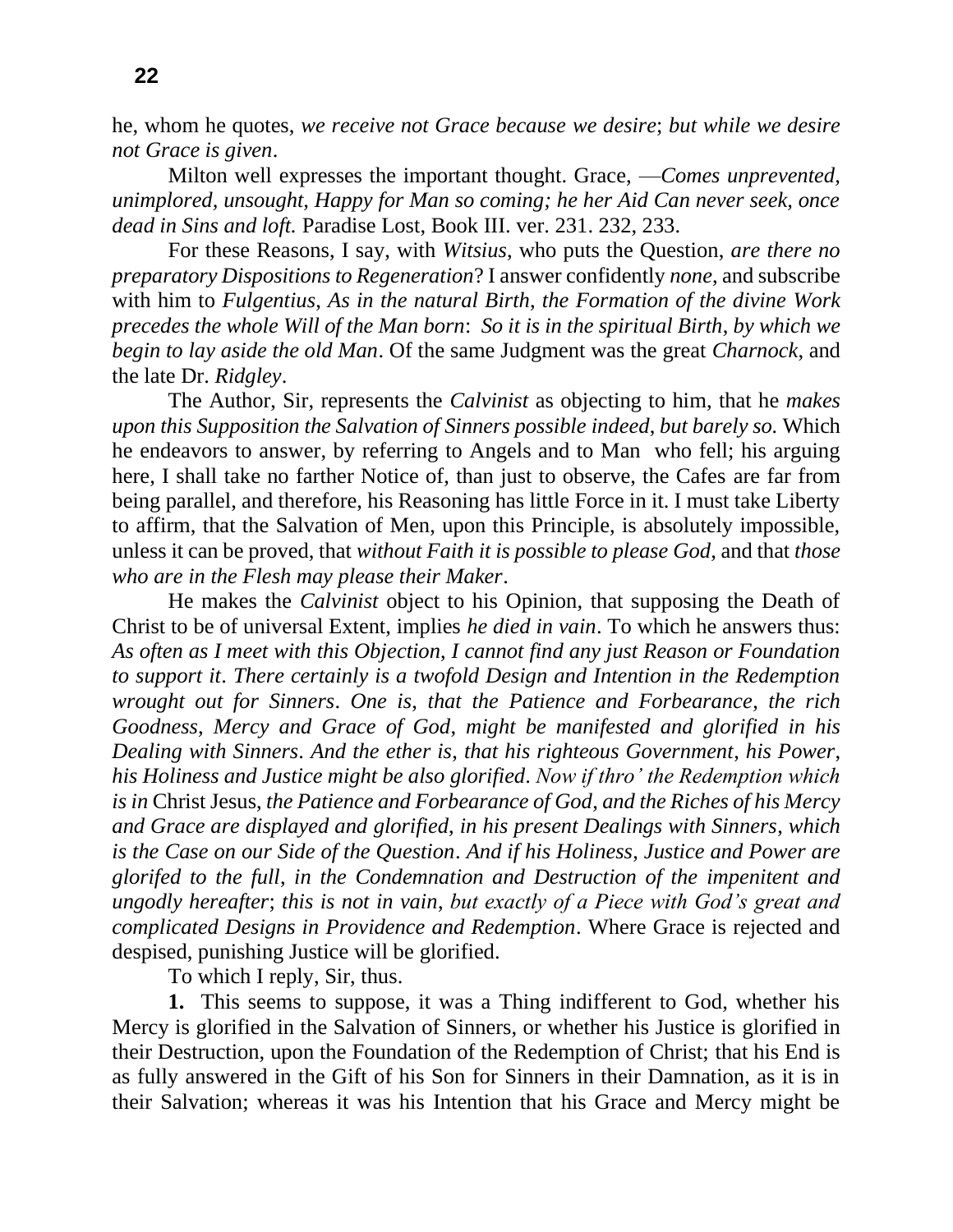he, whom he quotes, *we receive not Grace because we desire*; *but while we desire not Grace is given*.

Milton well expresses the important thought. Grace, —*Comes unprevented, unimplored, unsought, Happy for Man so coming; he her Aid Can never seek, once dead in Sins and loft.* Paradise Lost, Book III. ver. 231. 232, 233.

For these Reasons, I say, with *Witsius*, who puts the Question, *are there no preparatory Dispositions to Regeneration*? I answer confidently *none*, and subscribe with him to *Fulgentius*, *As in the natural Birth*, *the Formation of the divine Work precedes the whole Will of the Man born*: *So it is in the spiritual Birth*, *by which we begin to lay aside the old Man*. Of the same Judgment was the great *Charnock*, and the late Dr. *Ridgley*.

The Author, Sir, represents the *Calvinist* as objecting to him, that he *makes upon this Supposition the Salvation of Sinners possible indeed*, *but barely so.* Which he endeavors to answer, by referring to Angels and to Man who fell; his arguing here, I shall take no farther Notice of, than just to observe, the Cafes are far from being parallel, and therefore, his Reasoning has little Force in it. I must take Liberty to affirm, that the Salvation of Men, upon this Principle, is absolutely impossible, unless it can be proved, that *without Faith it is possible to please God*, and that *those who are in the Flesh may please their Maker*.

He makes the *Calvinist* object to his Opinion, that supposing the Death of Christ to be of universal Extent, implies *he died in vain*. To which he answers thus: *As often as I meet with this Objection, I cannot find any just Reason or Foundation to support it*. *There certainly is a twofold Design and Intention in the Redemption wrought out for Sinners*. *One is*, *that the Patience and Forbearance*, *the rich Goodness*, *Mercy and Grace of God*, *might be manifested and glorified in his Dealing with Sinners*. *And the ether is*, *that his righteous Government*, *his Power*, *his Holiness and Justice might be also glorified*. *Now if thro' the Redemption which is in* Christ Jesus, *the Patience and Forbearance of God, and the Riches of his Mercy and Grace are displayed and glorified*, *in his present Dealings with Sinners*, *which is the Case on our Side of the Question*. *And if his Holiness*, *Justice and Power are glorifed to the full*, *in the Condemnation and Destruction of the impenitent and ungodly hereafter*; *this is not in vain*, *but exactly of a Piece with God's great and complicated Designs in Providence and Redemption*. Where Grace is rejected and despised, punishing Justice will be glorified.

To which I reply, Sir, thus.

**1.** This seems to suppose, it was a Thing indifferent to God, whether his Mercy is glorified in the Salvation of Sinners, or whether his Justice is glorified in their Destruction, upon the Foundation of the Redemption of Christ; that his End is as fully answered in the Gift of his Son for Sinners in their Damnation, as it is in their Salvation; whereas it was his Intention that his Grace and Mercy might be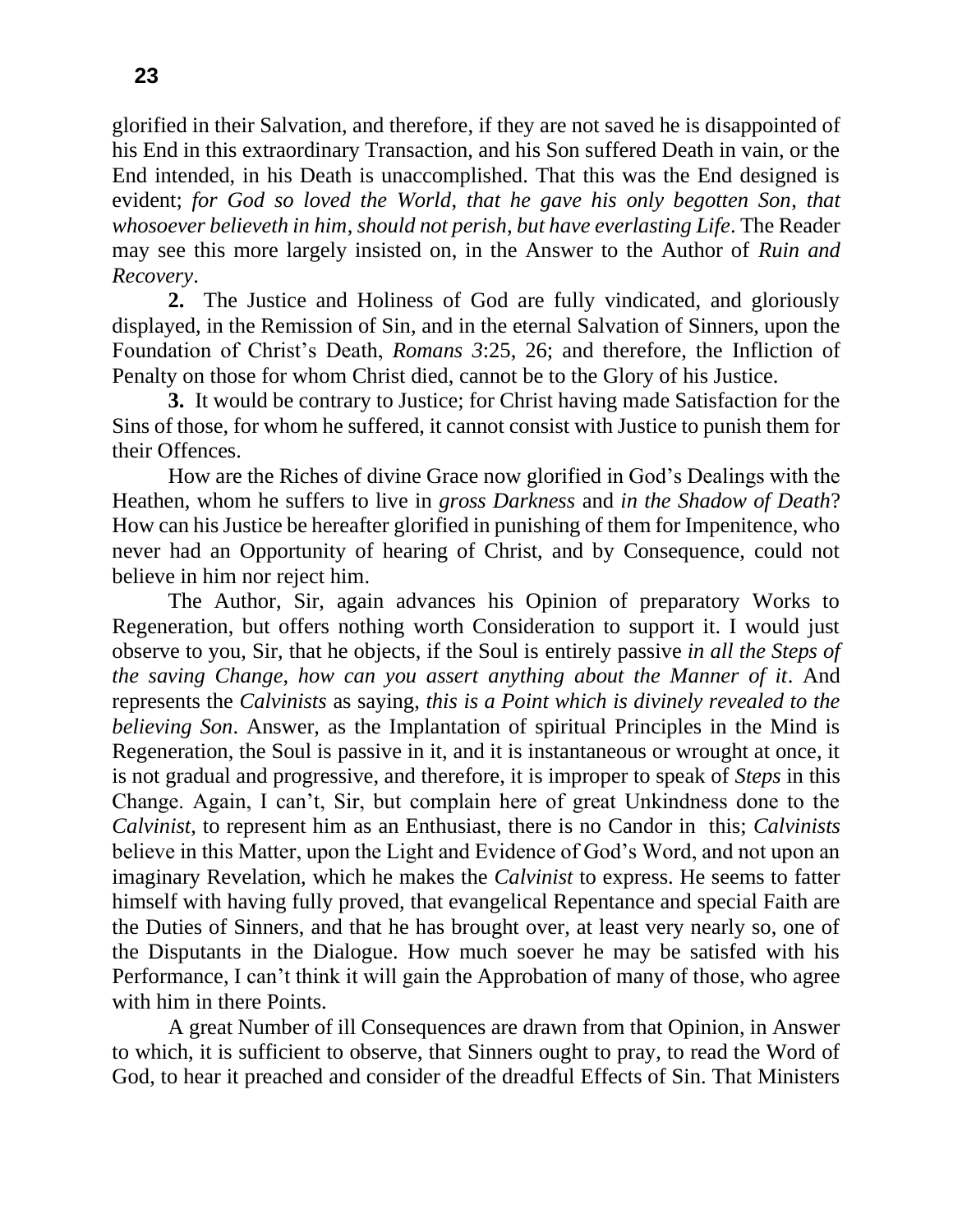glorified in their Salvation, and therefore, if they are not saved he is disappointed of his End in this extraordinary Transaction, and his Son suffered Death in vain, or the End intended, in his Death is unaccomplished. That this was the End designed is evident; *for God so loved the World, that he gave his only begotten Son, that whosoever believeth in him, should not perish, but have everlasting Life*. The Reader may see this more largely insisted on, in the Answer to the Author of *Ruin and Recovery*.

**2.** The Justice and Holiness of God are fully vindicated, and gloriously displayed, in the Remission of Sin, and in the eternal Salvation of Sinners, upon the Foundation of Christ's Death, *Romans 3*:25, 26; and therefore, the Infliction of Penalty on those for whom Christ died, cannot be to the Glory of his Justice.

**3.** It would be contrary to Justice; for Christ having made Satisfaction for the Sins of those, for whom he suffered, it cannot consist with Justice to punish them for their Offences.

How are the Riches of divine Grace now glorified in God's Dealings with the Heathen, whom he suffers to live in *gross Darkness* and *in the Shadow of Death*? How can his Justice be hereafter glorified in punishing of them for Impenitence, who never had an Opportunity of hearing of Christ, and by Consequence, could not believe in him nor reject him.

The Author, Sir, again advances his Opinion of preparatory Works to Regeneration, but offers nothing worth Consideration to support it. I would just observe to you, Sir, that he objects, if the Soul is entirely passive *in all the Steps of the saving Change, how can you assert anything about the Manner of it*. And represents the *Calvinists* as saying, *this is a Point which is divinely revealed to the believing Son*. Answer, as the Implantation of spiritual Principles in the Mind is Regeneration, the Soul is passive in it, and it is instantaneous or wrought at once, it is not gradual and progressive, and therefore, it is improper to speak of *Steps* in this Change. Again, I can't, Sir, but complain here of great Unkindness done to the *Calvinist*, to represent him as an Enthusiast, there is no Candor in this; *Calvinists* believe in this Matter, upon the Light and Evidence of God's Word, and not upon an imaginary Revelation, which he makes the *Calvinist* to express. He seems to fatter himself with having fully proved, that evangelical Repentance and special Faith are the Duties of Sinners, and that he has brought over, at least very nearly so, one of the Disputants in the Dialogue. How much soever he may be satisfed with his Performance, I can't think it will gain the Approbation of many of those, who agree with him in there Points.

A great Number of ill Consequences are drawn from that Opinion, in Answer to which, it is sufficient to observe, that Sinners ought to pray, to read the Word of God, to hear it preached and consider of the dreadful Effects of Sin. That Ministers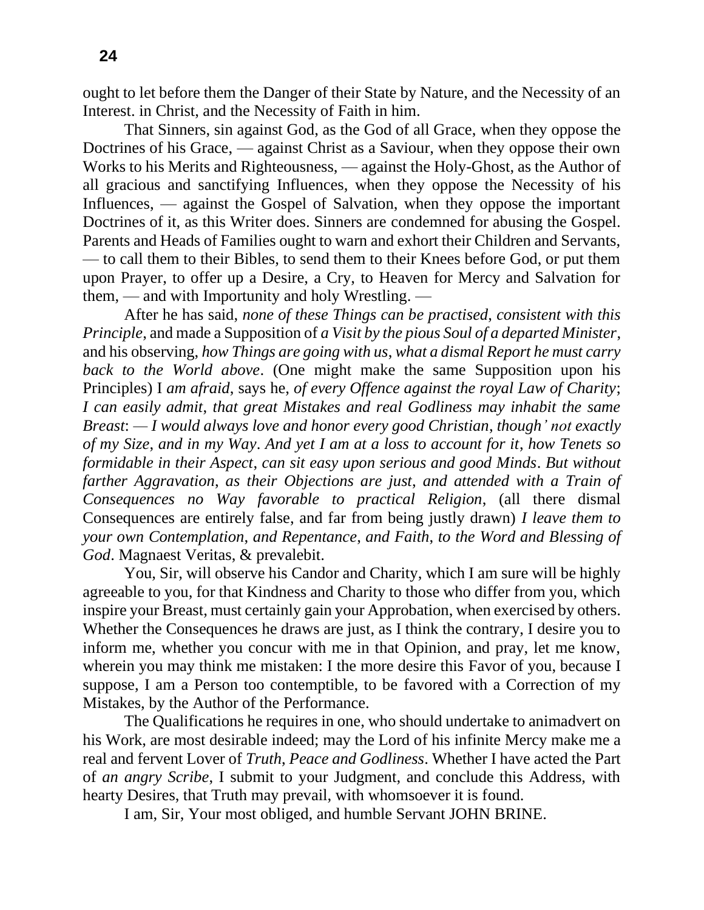ought to let before them the Danger of their State by Nature, and the Necessity of an Interest. in Christ, and the Necessity of Faith in him.

That Sinners, sin against God, as the God of all Grace, when they oppose the Doctrines of his Grace, — against Christ as a Saviour, when they oppose their own Works to his Merits and Righteousness, — against the Holy-Ghost, as the Author of all gracious and sanctifying Influences, when they oppose the Necessity of his Influences, — against the Gospel of Salvation, when they oppose the important Doctrines of it, as this Writer does. Sinners are condemned for abusing the Gospel. Parents and Heads of Families ought to warn and exhort their Children and Servants, — to call them to their Bibles, to send them to their Knees before God, or put them upon Prayer, to offer up a Desire, a Cry, to Heaven for Mercy and Salvation for them, — and with Importunity and holy Wrestling. —

After he has said, *none of these Things can be practised, consistent with this Principle*, and made a Supposition of *a Visit by the pious Soul of a departed Minister*, and his observing, *how Things are going with us, what a dismal Report he must carry back to the World above*. (One might make the same Supposition upon his Principles) I *am afraid*, says he, *of every Offence against the royal Law of Charity*; *I can easily admit, that great Mistakes and real Godliness may inhabit the same Breast*: — *I would always love and honor every good Christian, though' not exactly of my Size, and in my Way. And yet I am at a loss to account for it, how Tenets so formidable in their Aspect, can sit easy upon serious and good Minds. But without farther Aggravation, as their Objections are just, and attended with a Train of Consequences no Way favorable to practical Religion*, (all there dismal Consequences are entirely false, and far from being justly drawn) *I leave them to your own Contemplation, and Repentance, and Faith, to the Word and Blessing of God*. Magnaest Veritas, & prævalebit.

You, Sir, will observe his Candor and Charity, which I am sure will be highly agreeable to you, for that Kindness and Charity to those who differ from you, which inspire your Breast, must certainly gain your Approbation, when exercised by others. Whether the Consequences he draws are just, as I think the contrary, I desire you to inform me, whether you concur with me in that Opinion, and pray, let me know, wherein you may think me mistaken: I the more desire this Favor of you, because I suppose, I am a Person too contemptible, to be favored with a Correction of my Mistakes, by the Author of the Performance.

The Qualifications he requires in one, who should undertake to animadvert on his Work, are most desirable indeed; may the Lord of his infinite Mercy make me a real and fervent Lover of *Truth, Peace and Godliness*. Whether I have acted the Part of *an angry Scribe*, I submit to your Judgment, and conclude this Address, with hearty Desires, that Truth may prevail, with whomsoever it is found.

I am, Sir, Your most obliged, and humble Servant JOHN BRINE.